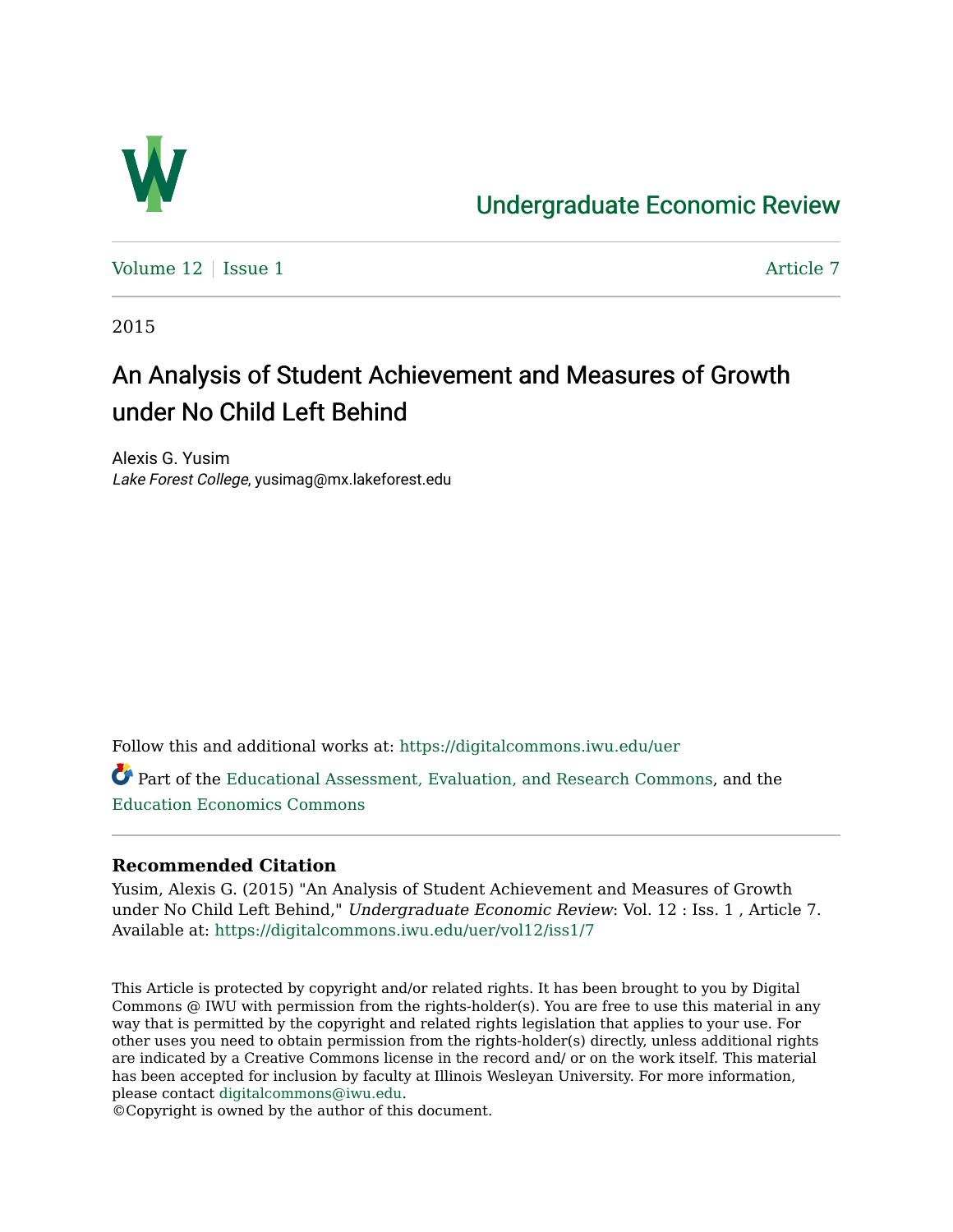Undergraduate Economic Review

Volume 12 | Issue 1 — Article 7

2015

# An Analysis of Student Achievement and Measures of Growth under No Child Left Behind

Alexis G. Yusim
*Lake Forest College*, yusimag@mx.lakeforest.edu

Follow this and additional works at: https://digitalcommons.iwu.edu/uer

Part of the Educational Assessment, Evaluation, and Research Commons, and the Education Economics Commons

**Recommended Citation**

Yusim, Alexis G. (2015) "An Analysis of Student Achievement and Measures of Growth under No Child Left Behind," *Undergraduate Economic Review*: Vol. 12 : Iss. 1 , Article 7.
Available at: https://digitalcommons.iwu.edu/uer/vol12/iss1/7

This Article is protected by copyright and/or related rights. It has been brought to you by Digital Commons @ IWU with permission from the rights-holder(s). You are free to use this material in any way that is permitted by the copyright and related rights legislation that applies to your use. For other uses you need to obtain permission from the rights-holder(s) directly, unless additional rights are indicated by a Creative Commons license in the record and/ or on the work itself. This material has been accepted for inclusion by faculty at Illinois Wesleyan University. For more information, please contact digitalcommons@iwu.edu.
©Copyright is owned by the author of this document.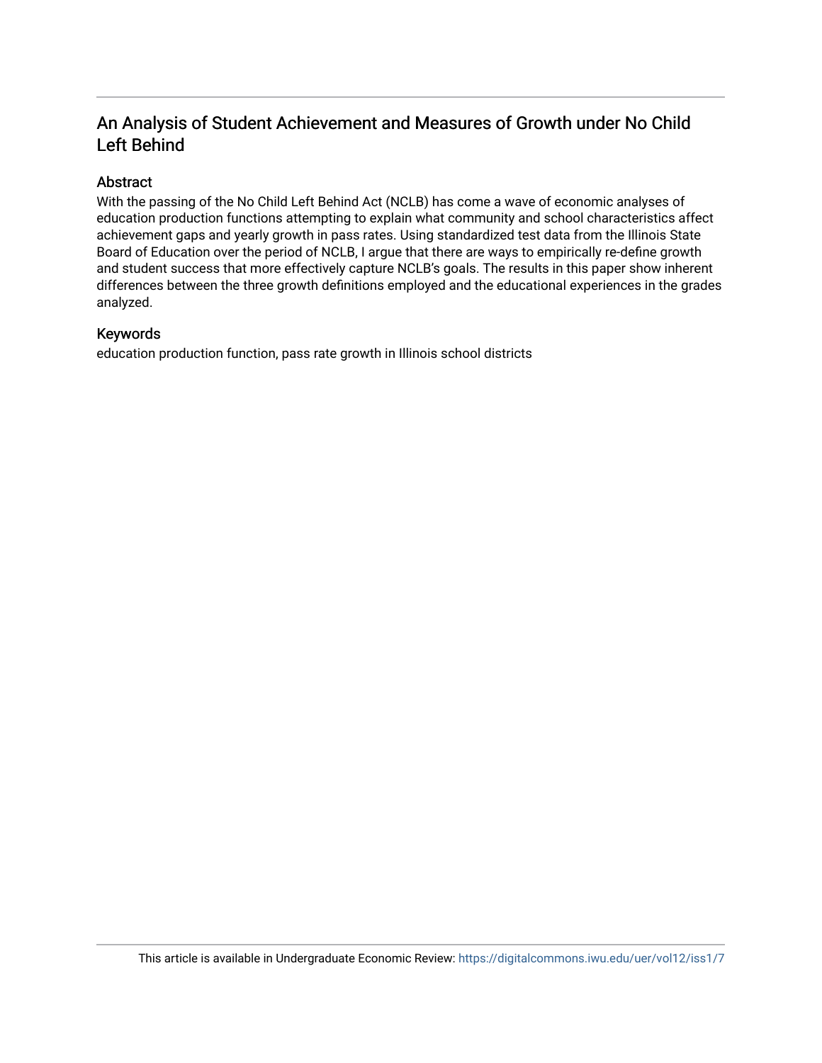# An Analysis of Student Achievement and Measures of Growth under No Child Left Behind

## Abstract

With the passing of the No Child Left Behind Act (NCLB) has come a wave of economic analyses of education production functions attempting to explain what community and school characteristics affect achievement gaps and yearly growth in pass rates. Using standardized test data from the Illinois State Board of Education over the period of NCLB, I argue that there are ways to empirically re-define growth and student success that more effectively capture NCLB's goals. The results in this paper show inherent differences between the three growth definitions employed and the educational experiences in the grades analyzed.

## Keywords

education production function, pass rate growth in Illinois school districts

This article is available in Undergraduate Economic Review: https://digitalcommons.iwu.edu/uer/vol12/iss1/7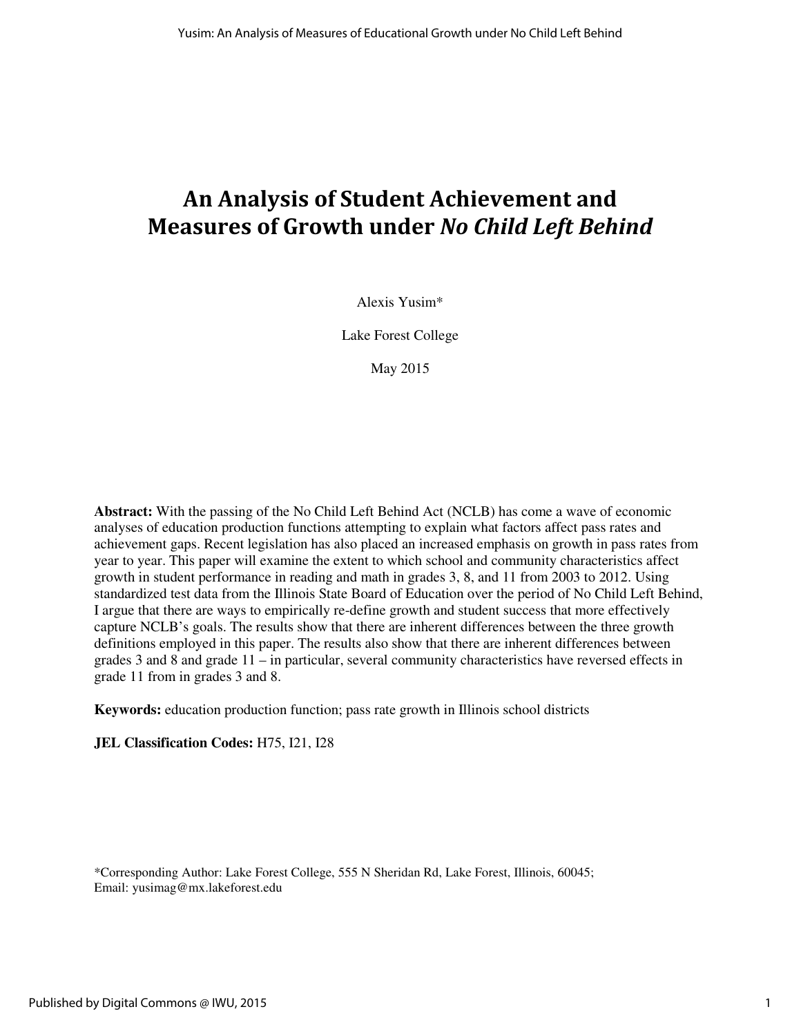# An Analysis of Student Achievement and Measures of Growth under *No Child Left Behind*

Alexis Yusim*

Lake Forest College

May 2015

**Abstract:** With the passing of the No Child Left Behind Act (NCLB) has come a wave of economic analyses of education production functions attempting to explain what factors affect pass rates and achievement gaps. Recent legislation has also placed an increased emphasis on growth in pass rates from year to year. This paper will examine the extent to which school and community characteristics affect growth in student performance in reading and math in grades 3, 8, and 11 from 2003 to 2012. Using standardized test data from the Illinois State Board of Education over the period of No Child Left Behind, I argue that there are ways to empirically re-define growth and student success that more effectively capture NCLB's goals. The results show that there are inherent differences between the three growth definitions employed in this paper. The results also show that there are inherent differences between grades 3 and 8 and grade 11 – in particular, several community characteristics have reversed effects in grade 11 from in grades 3 and 8.

**Keywords:** education production function; pass rate growth in Illinois school districts

**JEL Classification Codes:** H75, I21, I28

*Corresponding Author: Lake Forest College, 555 N Sheridan Rd, Lake Forest, Illinois, 60045; Email: yusimag@mx.lakeforest.edu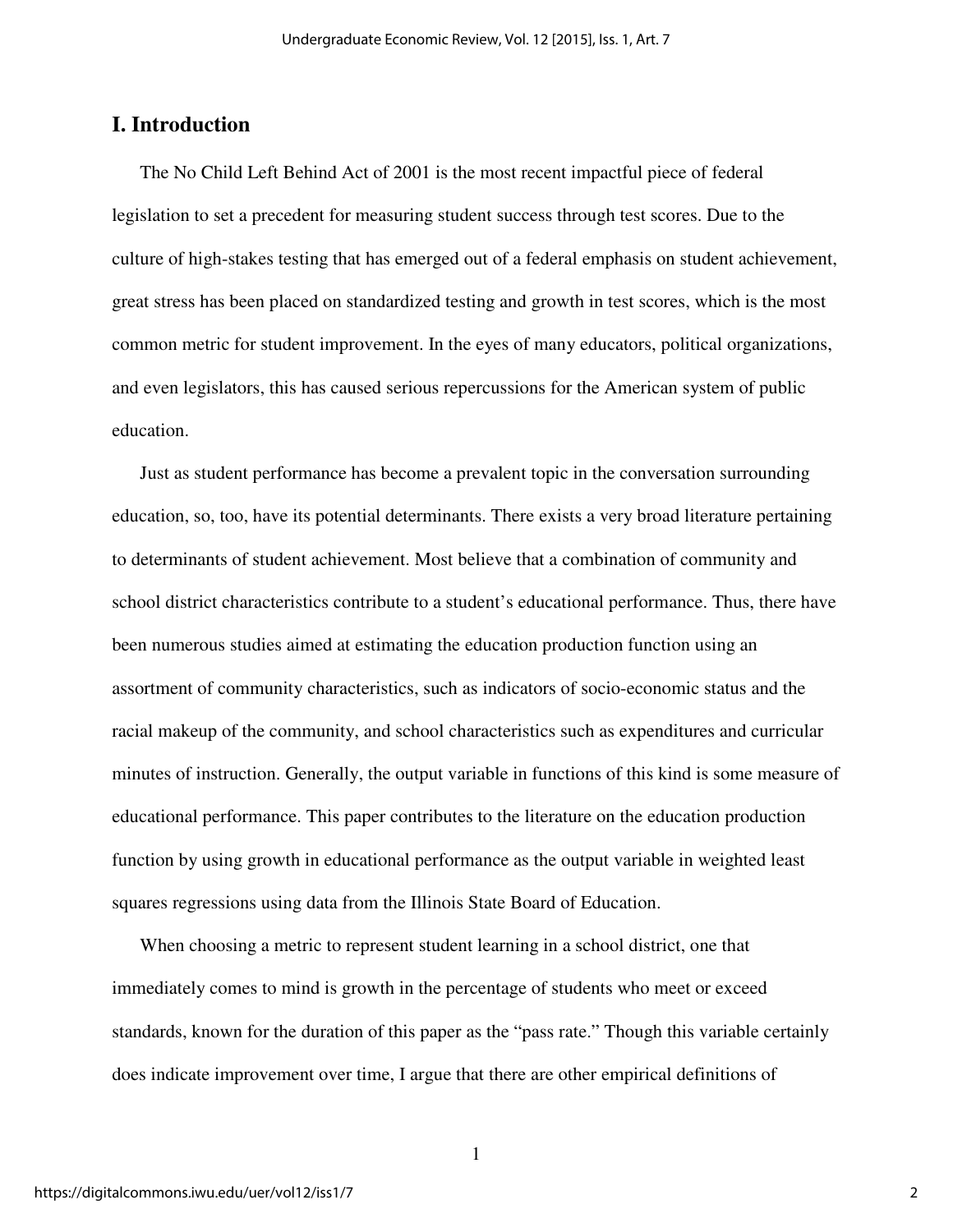## I. Introduction

The No Child Left Behind Act of 2001 is the most recent impactful piece of federal legislation to set a precedent for measuring student success through test scores. Due to the culture of high-stakes testing that has emerged out of a federal emphasis on student achievement, great stress has been placed on standardized testing and growth in test scores, which is the most common metric for student improvement. In the eyes of many educators, political organizations, and even legislators, this has caused serious repercussions for the American system of public education.

Just as student performance has become a prevalent topic in the conversation surrounding education, so, too, have its potential determinants. There exists a very broad literature pertaining to determinants of student achievement. Most believe that a combination of community and school district characteristics contribute to a student's educational performance. Thus, there have been numerous studies aimed at estimating the education production function using an assortment of community characteristics, such as indicators of socio-economic status and the racial makeup of the community, and school characteristics such as expenditures and curricular minutes of instruction. Generally, the output variable in functions of this kind is some measure of educational performance. This paper contributes to the literature on the education production function by using growth in educational performance as the output variable in weighted least squares regressions using data from the Illinois State Board of Education.

When choosing a metric to represent student learning in a school district, one that immediately comes to mind is growth in the percentage of students who meet or exceed standards, known for the duration of this paper as the "pass rate." Though this variable certainly does indicate improvement over time, I argue that there are other empirical definitions of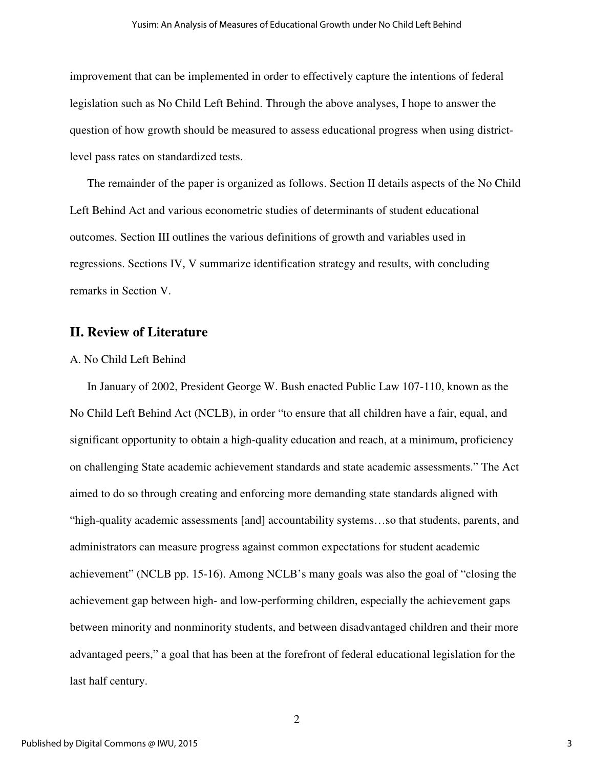improvement that can be implemented in order to effectively capture the intentions of federal legislation such as No Child Left Behind. Through the above analyses, I hope to answer the question of how growth should be measured to assess educational progress when using district-level pass rates on standardized tests.

The remainder of the paper is organized as follows. Section II details aspects of the No Child Left Behind Act and various econometric studies of determinants of student educational outcomes. Section III outlines the various definitions of growth and variables used in regressions. Sections IV, V summarize identification strategy and results, with concluding remarks in Section V.

## II. Review of Literature

A. No Child Left Behind

In January of 2002, President George W. Bush enacted Public Law 107-110, known as the No Child Left Behind Act (NCLB), in order "to ensure that all children have a fair, equal, and significant opportunity to obtain a high-quality education and reach, at a minimum, proficiency on challenging State academic achievement standards and state academic assessments." The Act aimed to do so through creating and enforcing more demanding state standards aligned with "high-quality academic assessments [and] accountability systems…so that students, parents, and administrators can measure progress against common expectations for student academic achievement" (NCLB pp. 15-16). Among NCLB's many goals was also the goal of "closing the achievement gap between high- and low-performing children, especially the achievement gaps between minority and nonminority students, and between disadvantaged children and their more advantaged peers," a goal that has been at the forefront of federal educational legislation for the last half century.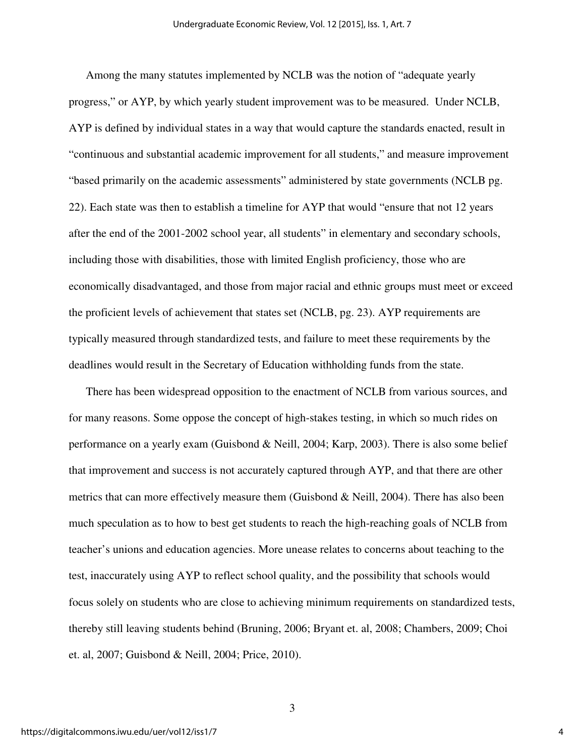Among the many statutes implemented by NCLB was the notion of "adequate yearly progress," or AYP, by which yearly student improvement was to be measured. Under NCLB, AYP is defined by individual states in a way that would capture the standards enacted, result in "continuous and substantial academic improvement for all students," and measure improvement "based primarily on the academic assessments" administered by state governments (NCLB pg. 22). Each state was then to establish a timeline for AYP that would "ensure that not 12 years after the end of the 2001-2002 school year, all students" in elementary and secondary schools, including those with disabilities, those with limited English proficiency, those who are economically disadvantaged, and those from major racial and ethnic groups must meet or exceed the proficient levels of achievement that states set (NCLB, pg. 23). AYP requirements are typically measured through standardized tests, and failure to meet these requirements by the deadlines would result in the Secretary of Education withholding funds from the state.

There has been widespread opposition to the enactment of NCLB from various sources, and for many reasons. Some oppose the concept of high-stakes testing, in which so much rides on performance on a yearly exam (Guisbond & Neill, 2004; Karp, 2003). There is also some belief that improvement and success is not accurately captured through AYP, and that there are other metrics that can more effectively measure them (Guisbond & Neill, 2004). There has also been much speculation as to how to best get students to reach the high-reaching goals of NCLB from teacher's unions and education agencies. More unease relates to concerns about teaching to the test, inaccurately using AYP to reflect school quality, and the possibility that schools would focus solely on students who are close to achieving minimum requirements on standardized tests, thereby still leaving students behind (Bruning, 2006; Bryant et. al, 2008; Chambers, 2009; Choi et. al, 2007; Guisbond & Neill, 2004; Price, 2010).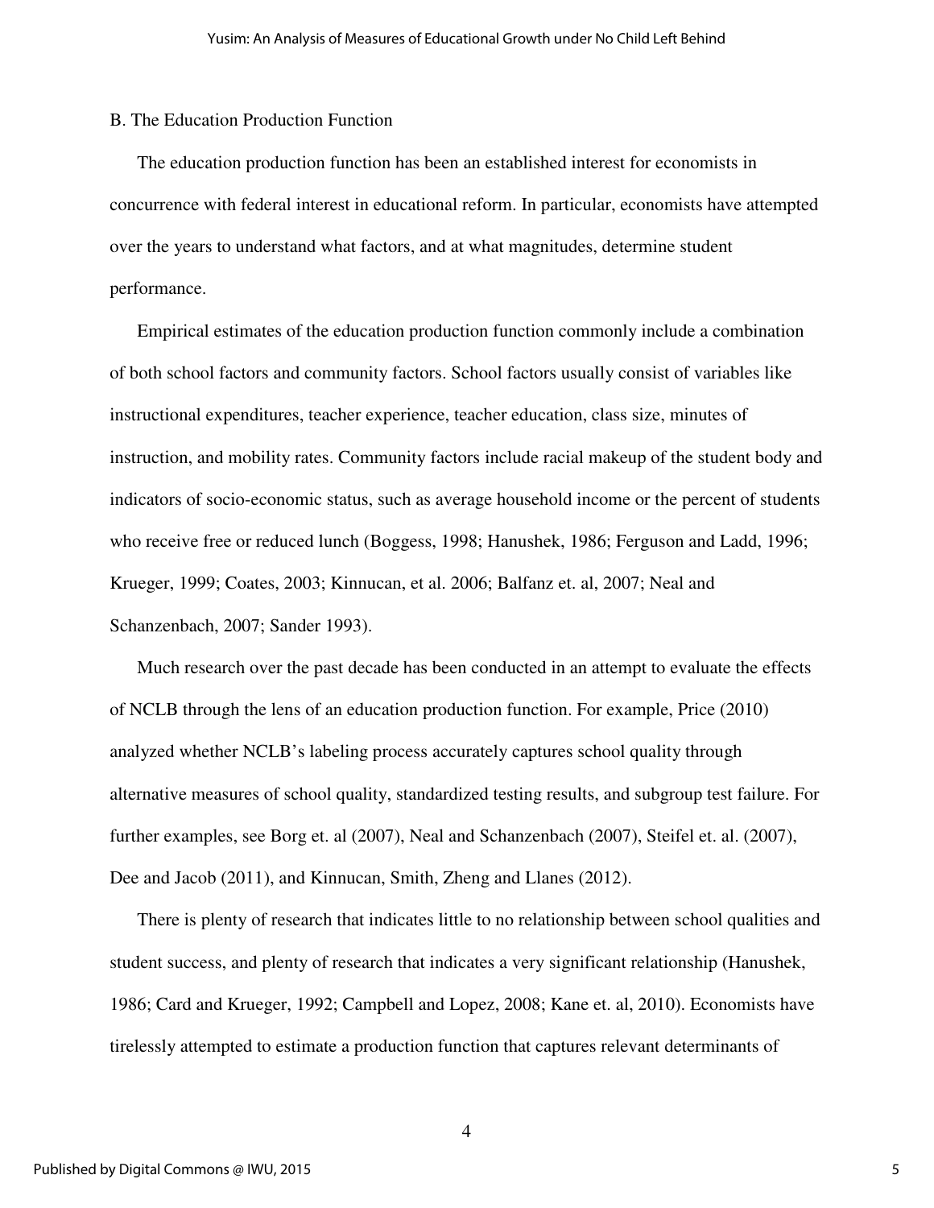### B. The Education Production Function

The education production function has been an established interest for economists in concurrence with federal interest in educational reform. In particular, economists have attempted over the years to understand what factors, and at what magnitudes, determine student performance.

Empirical estimates of the education production function commonly include a combination of both school factors and community factors. School factors usually consist of variables like instructional expenditures, teacher experience, teacher education, class size, minutes of instruction, and mobility rates. Community factors include racial makeup of the student body and indicators of socio-economic status, such as average household income or the percent of students who receive free or reduced lunch (Boggess, 1998; Hanushek, 1986; Ferguson and Ladd, 1996; Krueger, 1999; Coates, 2003; Kinnucan, et al. 2006; Balfanz et. al, 2007; Neal and Schanzenbach, 2007; Sander 1993).

Much research over the past decade has been conducted in an attempt to evaluate the effects of NCLB through the lens of an education production function. For example, Price (2010) analyzed whether NCLB's labeling process accurately captures school quality through alternative measures of school quality, standardized testing results, and subgroup test failure. For further examples, see Borg et. al (2007), Neal and Schanzenbach (2007), Steifel et. al. (2007), Dee and Jacob (2011), and Kinnucan, Smith, Zheng and Llanes (2012).

There is plenty of research that indicates little to no relationship between school qualities and student success, and plenty of research that indicates a very significant relationship (Hanushek, 1986; Card and Krueger, 1992; Campbell and Lopez, 2008; Kane et. al, 2010). Economists have tirelessly attempted to estimate a production function that captures relevant determinants of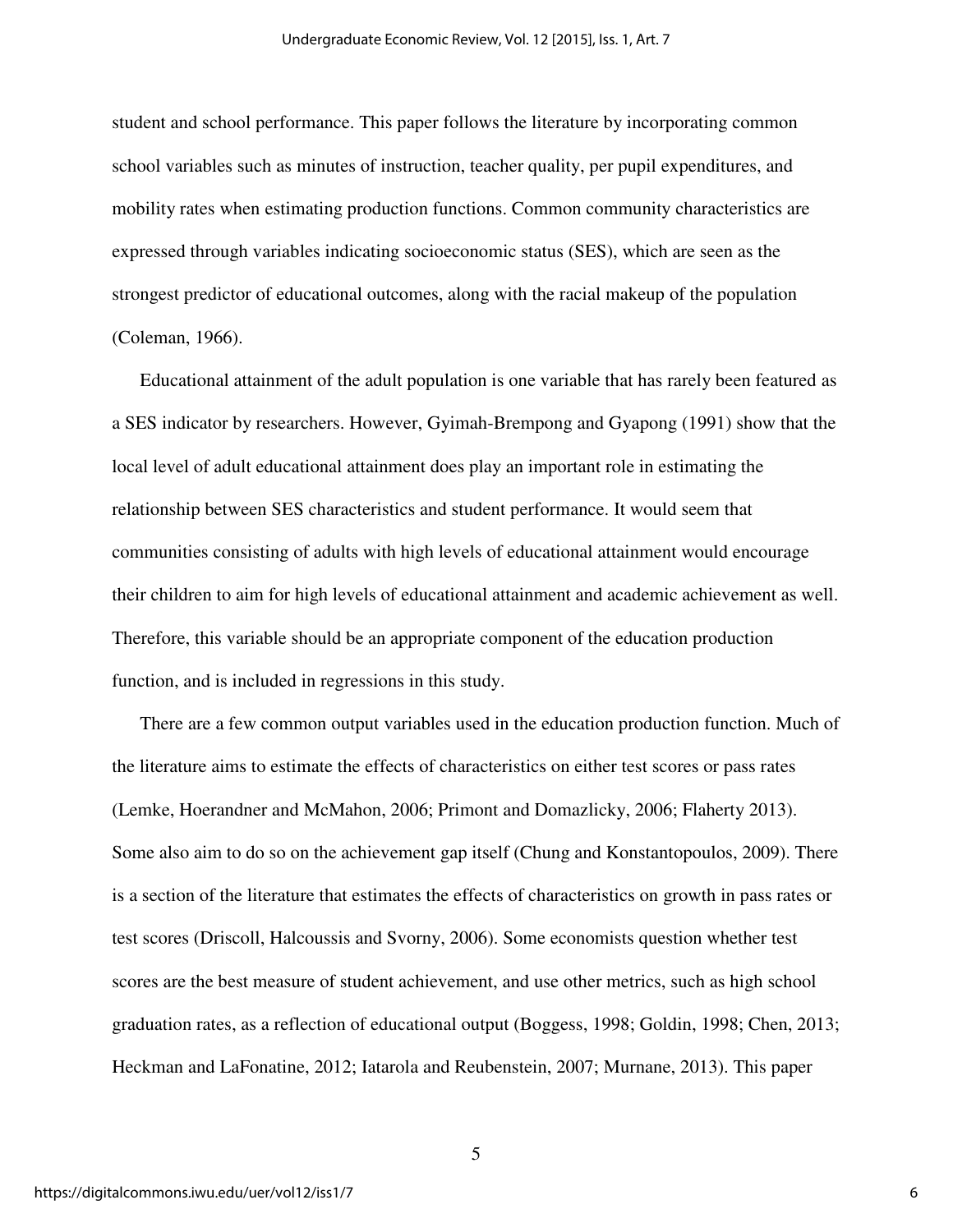student and school performance. This paper follows the literature by incorporating common school variables such as minutes of instruction, teacher quality, per pupil expenditures, and mobility rates when estimating production functions. Common community characteristics are expressed through variables indicating socioeconomic status (SES), which are seen as the strongest predictor of educational outcomes, along with the racial makeup of the population (Coleman, 1966).

Educational attainment of the adult population is one variable that has rarely been featured as a SES indicator by researchers. However, Gyimah-Brempong and Gyapong (1991) show that the local level of adult educational attainment does play an important role in estimating the relationship between SES characteristics and student performance. It would seem that communities consisting of adults with high levels of educational attainment would encourage their children to aim for high levels of educational attainment and academic achievement as well. Therefore, this variable should be an appropriate component of the education production function, and is included in regressions in this study.

There are a few common output variables used in the education production function. Much of the literature aims to estimate the effects of characteristics on either test scores or pass rates (Lemke, Hoerandner and McMahon, 2006; Primont and Domazlicky, 2006; Flaherty 2013). Some also aim to do so on the achievement gap itself (Chung and Konstantopoulos, 2009). There is a section of the literature that estimates the effects of characteristics on growth in pass rates or test scores (Driscoll, Halcoussis and Svorny, 2006). Some economists question whether test scores are the best measure of student achievement, and use other metrics, such as high school graduation rates, as a reflection of educational output (Boggess, 1998; Goldin, 1998; Chen, 2013; Heckman and LaFonatine, 2012; Iatarola and Reubenstein, 2007; Murnane, 2013). This paper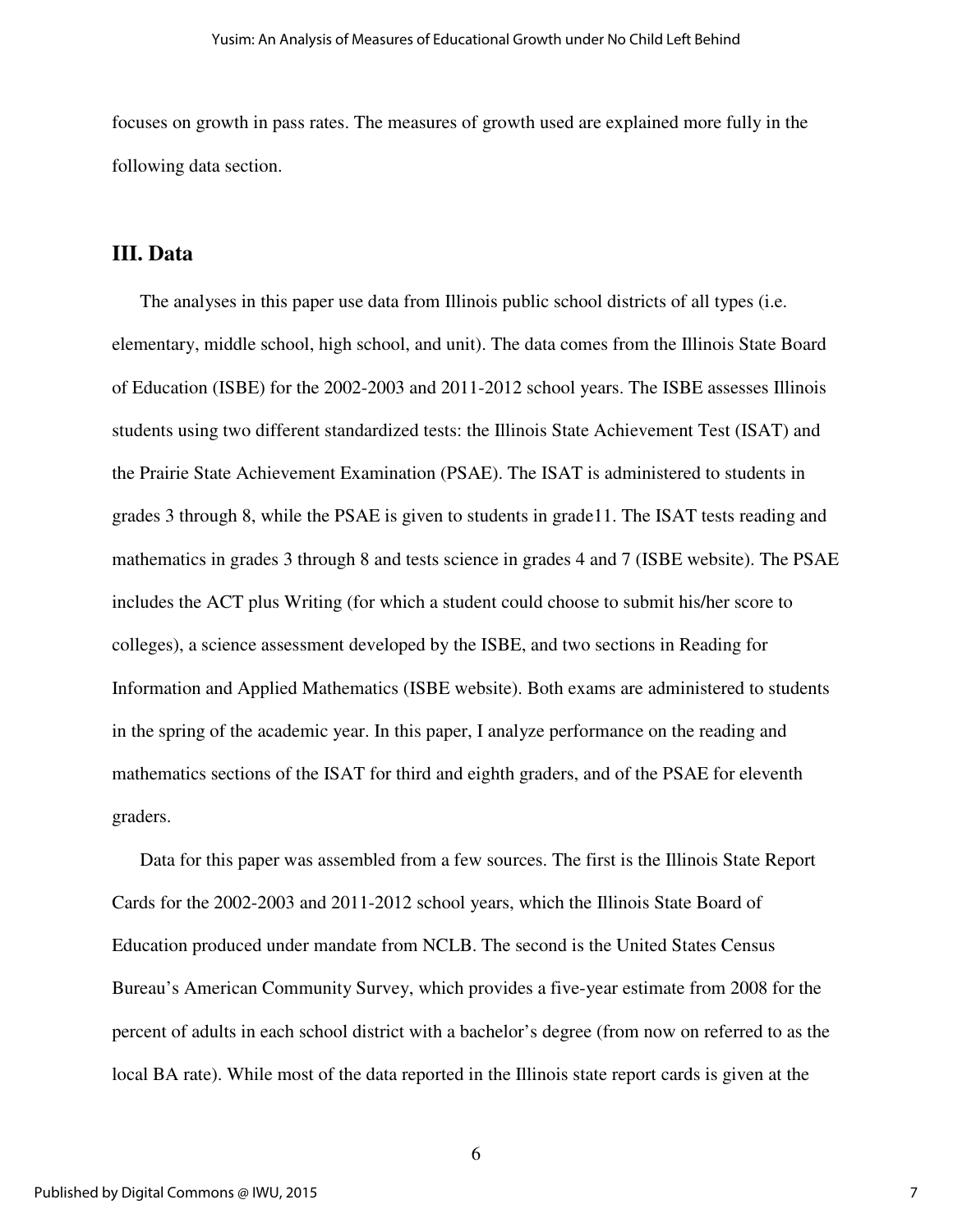focuses on growth in pass rates. The measures of growth used are explained more fully in the following data section.

## III. Data

The analyses in this paper use data from Illinois public school districts of all types (i.e. elementary, middle school, high school, and unit). The data comes from the Illinois State Board of Education (ISBE) for the 2002-2003 and 2011-2012 school years. The ISBE assesses Illinois students using two different standardized tests: the Illinois State Achievement Test (ISAT) and the Prairie State Achievement Examination (PSAE). The ISAT is administered to students in grades 3 through 8, while the PSAE is given to students in grade11. The ISAT tests reading and mathematics in grades 3 through 8 and tests science in grades 4 and 7 (ISBE website). The PSAE includes the ACT plus Writing (for which a student could choose to submit his/her score to colleges), a science assessment developed by the ISBE, and two sections in Reading for Information and Applied Mathematics (ISBE website). Both exams are administered to students in the spring of the academic year. In this paper, I analyze performance on the reading and mathematics sections of the ISAT for third and eighth graders, and of the PSAE for eleventh graders.

Data for this paper was assembled from a few sources. The first is the Illinois State Report Cards for the 2002-2003 and 2011-2012 school years, which the Illinois State Board of Education produced under mandate from NCLB. The second is the United States Census Bureau's American Community Survey, which provides a five-year estimate from 2008 for the percent of adults in each school district with a bachelor's degree (from now on referred to as the local BA rate). While most of the data reported in the Illinois state report cards is given at the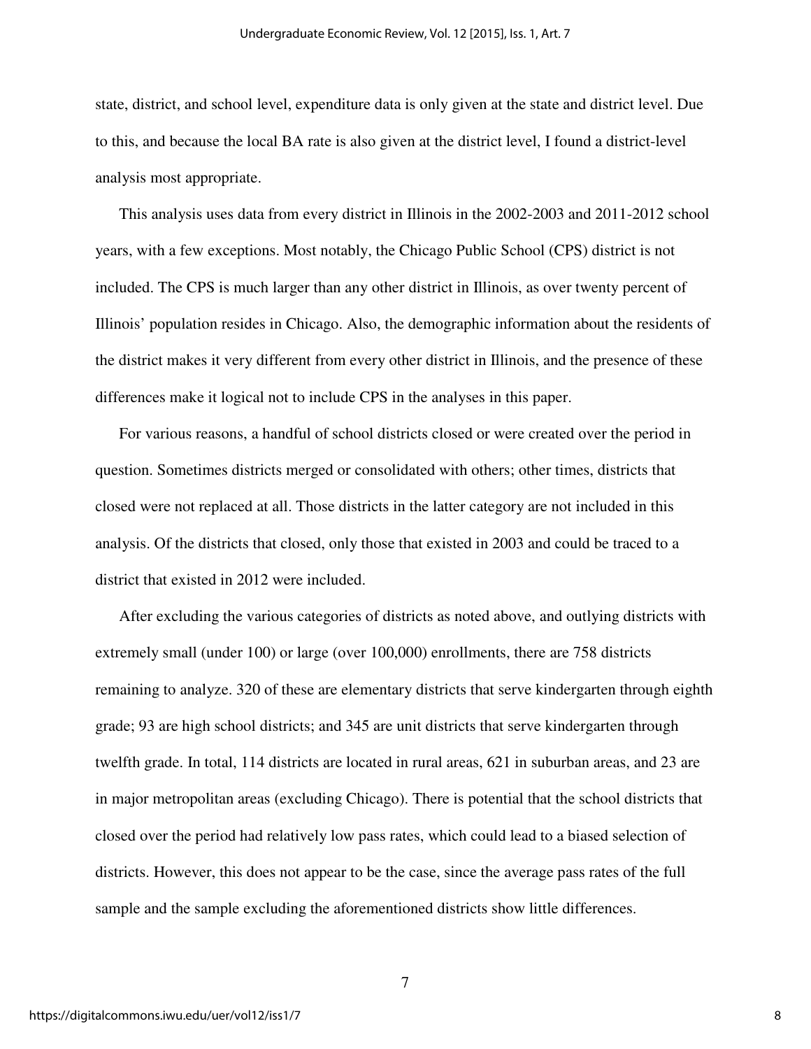state, district, and school level, expenditure data is only given at the state and district level. Due to this, and because the local BA rate is also given at the district level, I found a district-level analysis most appropriate.

This analysis uses data from every district in Illinois in the 2002-2003 and 2011-2012 school years, with a few exceptions. Most notably, the Chicago Public School (CPS) district is not included. The CPS is much larger than any other district in Illinois, as over twenty percent of Illinois' population resides in Chicago. Also, the demographic information about the residents of the district makes it very different from every other district in Illinois, and the presence of these differences make it logical not to include CPS in the analyses in this paper.

For various reasons, a handful of school districts closed or were created over the period in question. Sometimes districts merged or consolidated with others; other times, districts that closed were not replaced at all. Those districts in the latter category are not included in this analysis. Of the districts that closed, only those that existed in 2003 and could be traced to a district that existed in 2012 were included.

After excluding the various categories of districts as noted above, and outlying districts with extremely small (under 100) or large (over 100,000) enrollments, there are 758 districts remaining to analyze. 320 of these are elementary districts that serve kindergarten through eighth grade; 93 are high school districts; and 345 are unit districts that serve kindergarten through twelfth grade. In total, 114 districts are located in rural areas, 621 in suburban areas, and 23 are in major metropolitan areas (excluding Chicago). There is potential that the school districts that closed over the period had relatively low pass rates, which could lead to a biased selection of districts. However, this does not appear to be the case, since the average pass rates of the full sample and the sample excluding the aforementioned districts show little differences.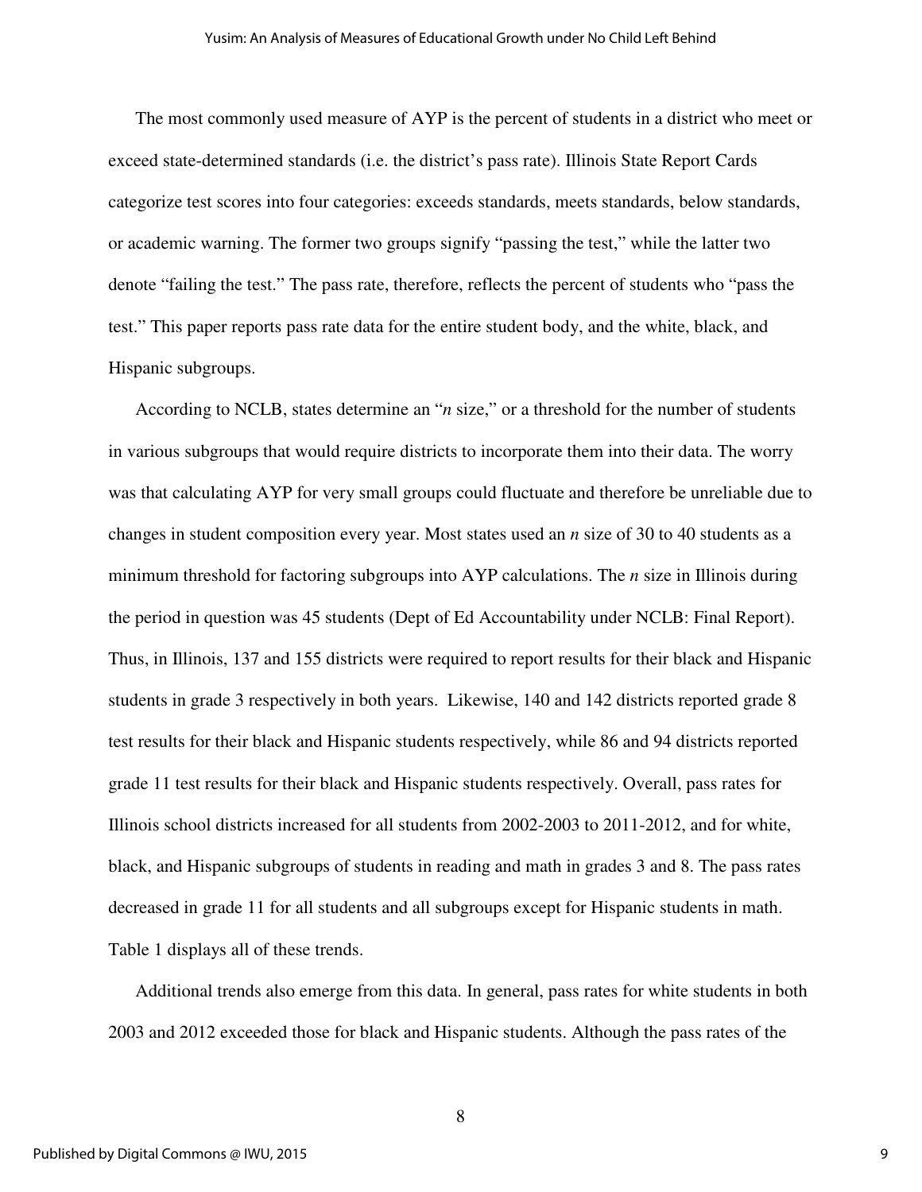The most commonly used measure of AYP is the percent of students in a district who meet or exceed state-determined standards (i.e. the district's pass rate). Illinois State Report Cards categorize test scores into four categories: exceeds standards, meets standards, below standards, or academic warning. The former two groups signify "passing the test," while the latter two denote "failing the test." The pass rate, therefore, reflects the percent of students who "pass the test." This paper reports pass rate data for the entire student body, and the white, black, and Hispanic subgroups.

According to NCLB, states determine an "*n* size," or a threshold for the number of students in various subgroups that would require districts to incorporate them into their data. The worry was that calculating AYP for very small groups could fluctuate and therefore be unreliable due to changes in student composition every year. Most states used an *n* size of 30 to 40 students as a minimum threshold for factoring subgroups into AYP calculations. The *n* size in Illinois during the period in question was 45 students (Dept of Ed Accountability under NCLB: Final Report). Thus, in Illinois, 137 and 155 districts were required to report results for their black and Hispanic students in grade 3 respectively in both years. Likewise, 140 and 142 districts reported grade 8 test results for their black and Hispanic students respectively, while 86 and 94 districts reported grade 11 test results for their black and Hispanic students respectively. Overall, pass rates for Illinois school districts increased for all students from 2002-2003 to 2011-2012, and for white, black, and Hispanic subgroups of students in reading and math in grades 3 and 8. The pass rates decreased in grade 11 for all students and all subgroups except for Hispanic students in math. Table 1 displays all of these trends.

Additional trends also emerge from this data. In general, pass rates for white students in both 2003 and 2012 exceeded those for black and Hispanic students. Although the pass rates of the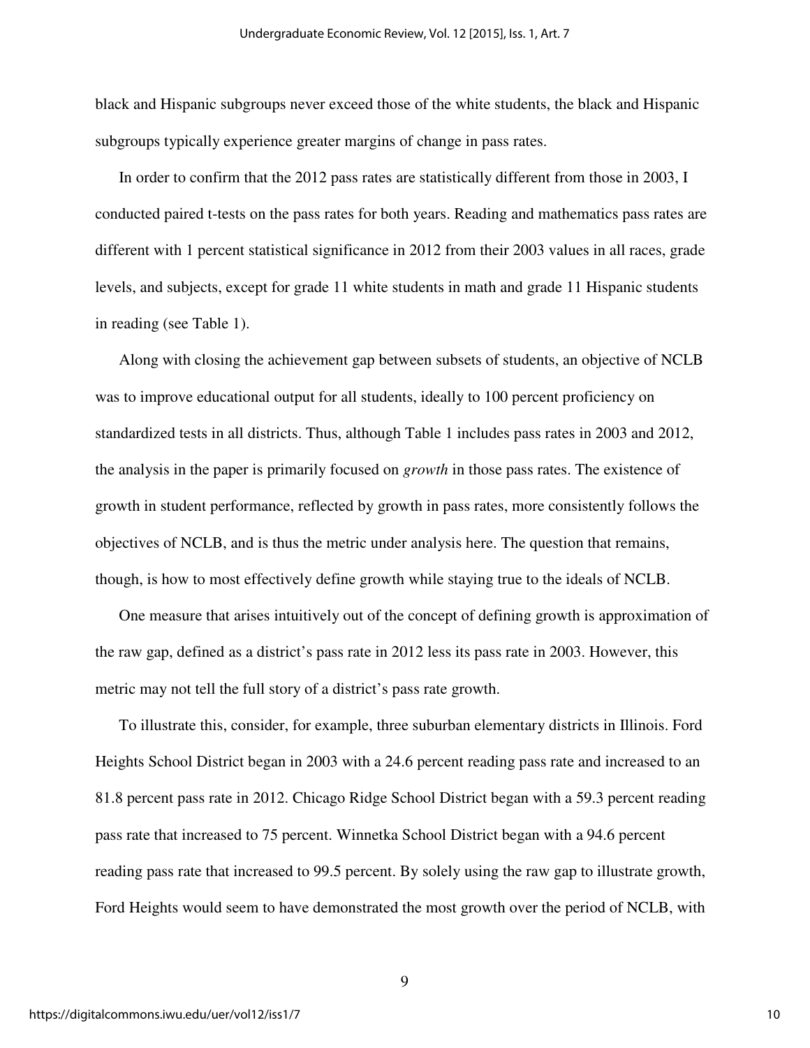black and Hispanic subgroups never exceed those of the white students, the black and Hispanic subgroups typically experience greater margins of change in pass rates.

In order to confirm that the 2012 pass rates are statistically different from those in 2003, I conducted paired t-tests on the pass rates for both years. Reading and mathematics pass rates are different with 1 percent statistical significance in 2012 from their 2003 values in all races, grade levels, and subjects, except for grade 11 white students in math and grade 11 Hispanic students in reading (see Table 1).

Along with closing the achievement gap between subsets of students, an objective of NCLB was to improve educational output for all students, ideally to 100 percent proficiency on standardized tests in all districts. Thus, although Table 1 includes pass rates in 2003 and 2012, the analysis in the paper is primarily focused on *growth* in those pass rates. The existence of growth in student performance, reflected by growth in pass rates, more consistently follows the objectives of NCLB, and is thus the metric under analysis here. The question that remains, though, is how to most effectively define growth while staying true to the ideals of NCLB.

One measure that arises intuitively out of the concept of defining growth is approximation of the raw gap, defined as a district's pass rate in 2012 less its pass rate in 2003. However, this metric may not tell the full story of a district's pass rate growth.

To illustrate this, consider, for example, three suburban elementary districts in Illinois. Ford Heights School District began in 2003 with a 24.6 percent reading pass rate and increased to an 81.8 percent pass rate in 2012. Chicago Ridge School District began with a 59.3 percent reading pass rate that increased to 75 percent. Winnetka School District began with a 94.6 percent reading pass rate that increased to 99.5 percent. By solely using the raw gap to illustrate growth, Ford Heights would seem to have demonstrated the most growth over the period of NCLB, with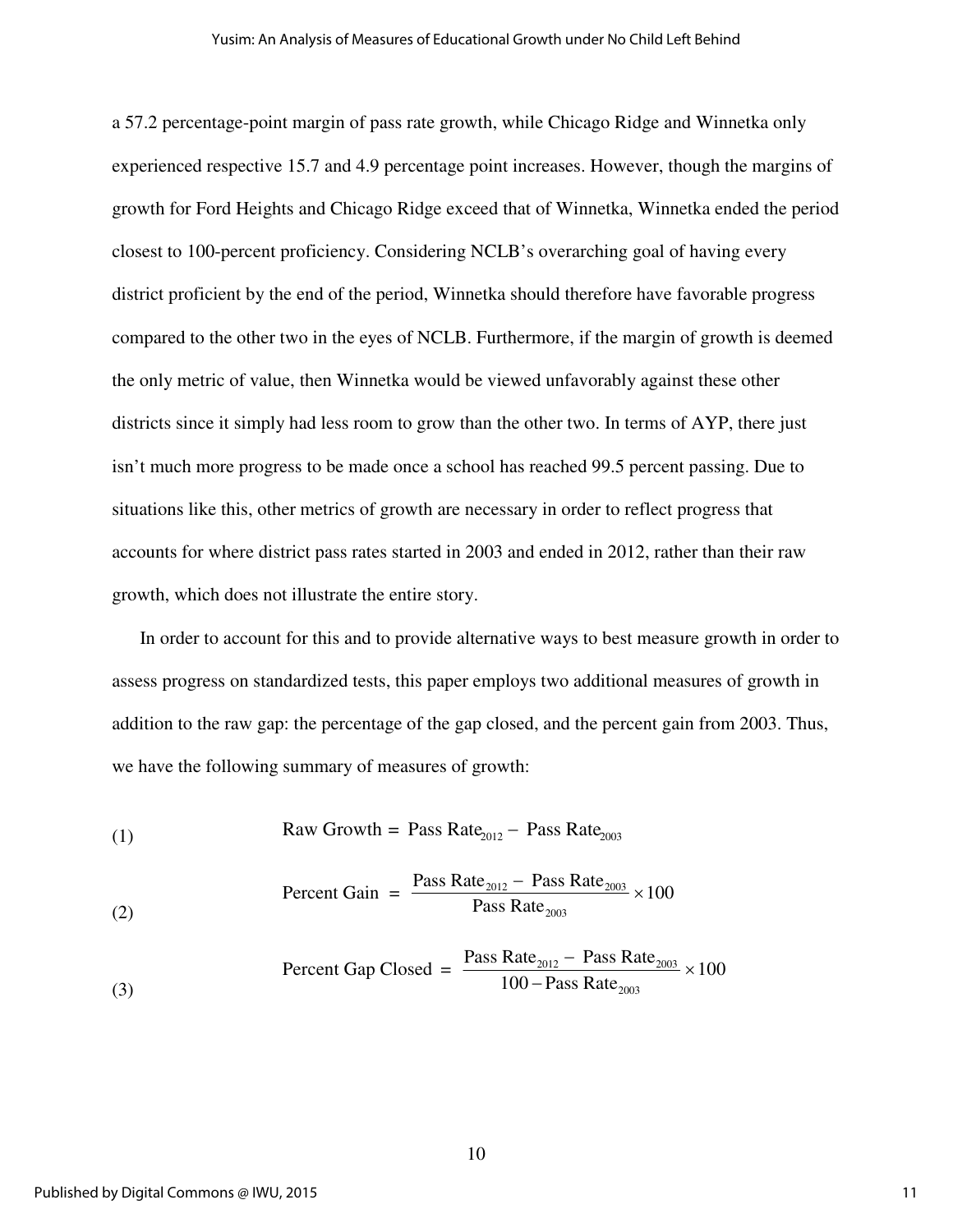a 57.2 percentage-point margin of pass rate growth, while Chicago Ridge and Winnetka only experienced respective 15.7 and 4.9 percentage point increases. However, though the margins of growth for Ford Heights and Chicago Ridge exceed that of Winnetka, Winnetka ended the period closest to 100-percent proficiency. Considering NCLB's overarching goal of having every district proficient by the end of the period, Winnetka should therefore have favorable progress compared to the other two in the eyes of NCLB. Furthermore, if the margin of growth is deemed the only metric of value, then Winnetka would be viewed unfavorably against these other districts since it simply had less room to grow than the other two. In terms of AYP, there just isn't much more progress to be made once a school has reached 99.5 percent passing. Due to situations like this, other metrics of growth are necessary in order to reflect progress that accounts for where district pass rates started in 2003 and ended in 2012, rather than their raw growth, which does not illustrate the entire story.

In order to account for this and to provide alternative ways to best measure growth in order to assess progress on standardized tests, this paper employs two additional measures of growth in addition to the raw gap: the percentage of the gap closed, and the percent gain from 2003. Thus, we have the following summary of measures of growth:

$$\text{Raw Growth} = \text{Pass Rate}_{2012} - \text{Pass Rate}_{2003} \tag{1}$$

$$\text{Percent Gain} = \frac{\text{Pass Rate}_{2012} - \text{Pass Rate}_{2003}}{\text{Pass Rate}_{2003}} \times 100 \tag{2}$$

$$\text{Percent Gap Closed} = \frac{\text{Pass Rate}_{2012} - \text{Pass Rate}_{2003}}{100 - \text{Pass Rate}_{2003}} \times 100 \tag{3}$$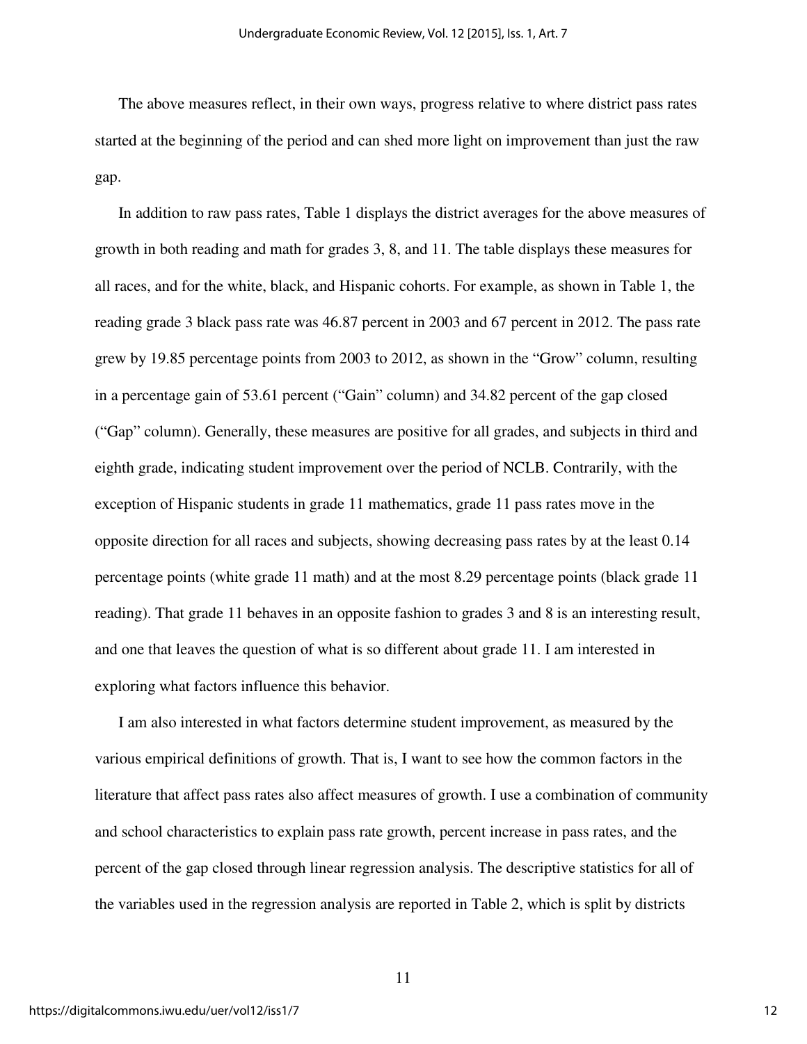The above measures reflect, in their own ways, progress relative to where district pass rates started at the beginning of the period and can shed more light on improvement than just the raw gap.

In addition to raw pass rates, Table 1 displays the district averages for the above measures of growth in both reading and math for grades 3, 8, and 11. The table displays these measures for all races, and for the white, black, and Hispanic cohorts. For example, as shown in Table 1, the reading grade 3 black pass rate was 46.87 percent in 2003 and 67 percent in 2012. The pass rate grew by 19.85 percentage points from 2003 to 2012, as shown in the "Grow" column, resulting in a percentage gain of 53.61 percent ("Gain" column) and 34.82 percent of the gap closed ("Gap" column). Generally, these measures are positive for all grades, and subjects in third and eighth grade, indicating student improvement over the period of NCLB. Contrarily, with the exception of Hispanic students in grade 11 mathematics, grade 11 pass rates move in the opposite direction for all races and subjects, showing decreasing pass rates by at the least 0.14 percentage points (white grade 11 math) and at the most 8.29 percentage points (black grade 11 reading). That grade 11 behaves in an opposite fashion to grades 3 and 8 is an interesting result, and one that leaves the question of what is so different about grade 11. I am interested in exploring what factors influence this behavior.

I am also interested in what factors determine student improvement, as measured by the various empirical definitions of growth. That is, I want to see how the common factors in the literature that affect pass rates also affect measures of growth. I use a combination of community and school characteristics to explain pass rate growth, percent increase in pass rates, and the percent of the gap closed through linear regression analysis. The descriptive statistics for all of the variables used in the regression analysis are reported in Table 2, which is split by districts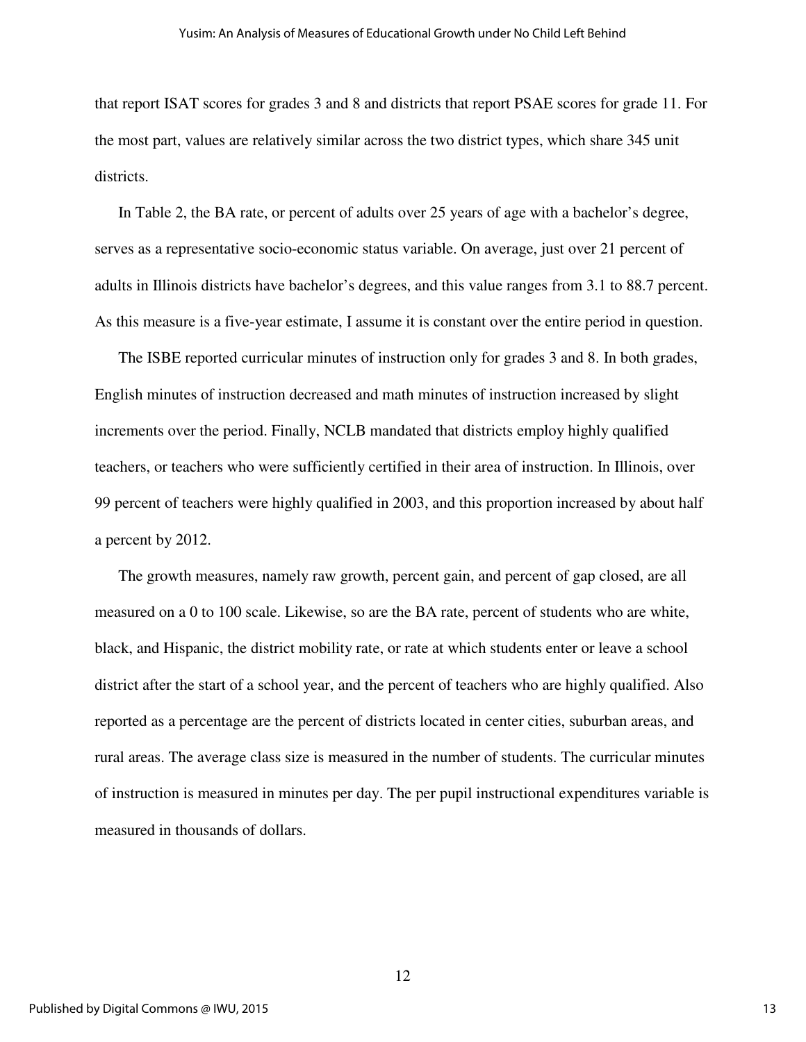that report ISAT scores for grades 3 and 8 and districts that report PSAE scores for grade 11. For the most part, values are relatively similar across the two district types, which share 345 unit districts.

In Table 2, the BA rate, or percent of adults over 25 years of age with a bachelor's degree, serves as a representative socio-economic status variable. On average, just over 21 percent of adults in Illinois districts have bachelor's degrees, and this value ranges from 3.1 to 88.7 percent. As this measure is a five-year estimate, I assume it is constant over the entire period in question.

The ISBE reported curricular minutes of instruction only for grades 3 and 8. In both grades, English minutes of instruction decreased and math minutes of instruction increased by slight increments over the period. Finally, NCLB mandated that districts employ highly qualified teachers, or teachers who were sufficiently certified in their area of instruction. In Illinois, over 99 percent of teachers were highly qualified in 2003, and this proportion increased by about half a percent by 2012.

The growth measures, namely raw growth, percent gain, and percent of gap closed, are all measured on a 0 to 100 scale. Likewise, so are the BA rate, percent of students who are white, black, and Hispanic, the district mobility rate, or rate at which students enter or leave a school district after the start of a school year, and the percent of teachers who are highly qualified. Also reported as a percentage are the percent of districts located in center cities, suburban areas, and rural areas. The average class size is measured in the number of students. The curricular minutes of instruction is measured in minutes per day. The per pupil instructional expenditures variable is measured in thousands of dollars.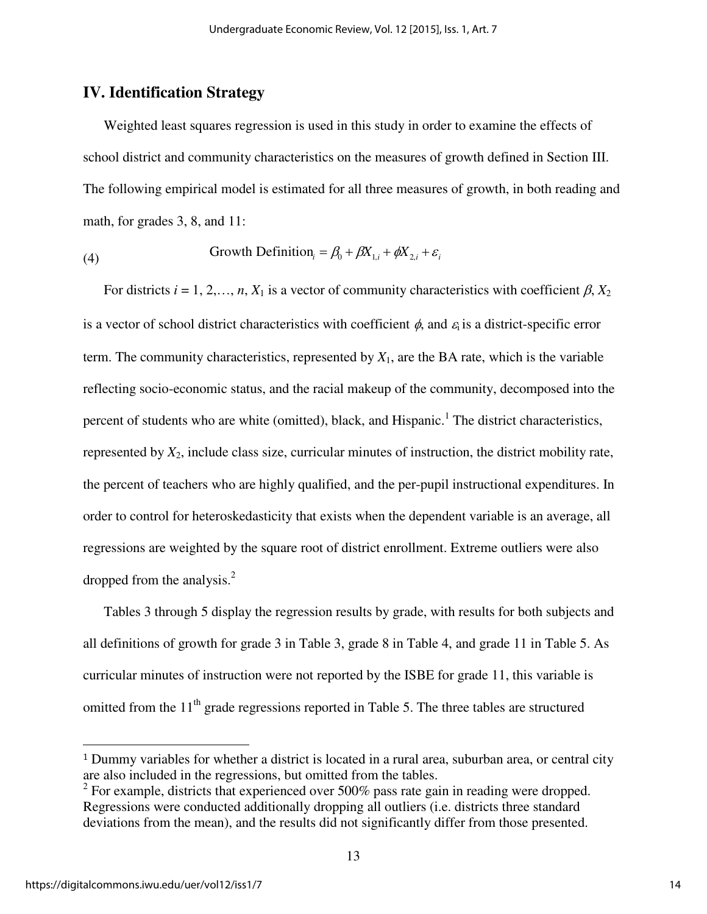## IV. Identification Strategy

Weighted least squares regression is used in this study in order to examine the effects of school district and community characteristics on the measures of growth defined in Section III. The following empirical model is estimated for all three measures of growth, in both reading and math, for grades 3, 8, and 11:

$$\text{Growth Definition}_i = \beta_0 + \beta X_{1,i} + \phi X_{2,i} + \varepsilon_i \tag{4}$$

For districts $i = 1, 2, \ldots, n$, $X_1$ is a vector of community characteristics with coefficient $\beta$, $X_2$ is a vector of school district characteristics with coefficient $\phi$, and $\varepsilon_i$ is a district-specific error term. The community characteristics, represented by $X_1$, are the BA rate, which is the variable reflecting socio-economic status, and the racial makeup of the community, decomposed into the percent of students who are white (omitted), black, and Hispanic.[1] The district characteristics, represented by $X_2$, include class size, curricular minutes of instruction, the district mobility rate, the percent of teachers who are highly qualified, and the per-pupil instructional expenditures. In order to control for heteroskedasticity that exists when the dependent variable is an average, all regressions are weighted by the square root of district enrollment. Extreme outliers were also dropped from the analysis.[2]

Tables 3 through 5 display the regression results by grade, with results for both subjects and all definitions of growth for grade 3 in Table 3, grade 8 in Table 4, and grade 11 in Table 5. As curricular minutes of instruction were not reported by the ISBE for grade 11, this variable is omitted from the 11th grade regressions reported in Table 5. The three tables are structured

---

[1] Dummy variables for whether a district is located in a rural area, suburban area, or central city are also included in the regressions, but omitted from the tables.

[2] For example, districts that experienced over 500% pass rate gain in reading were dropped. Regressions were conducted additionally dropping all outliers (i.e. districts three standard deviations from the mean), and the results did not significantly differ from those presented.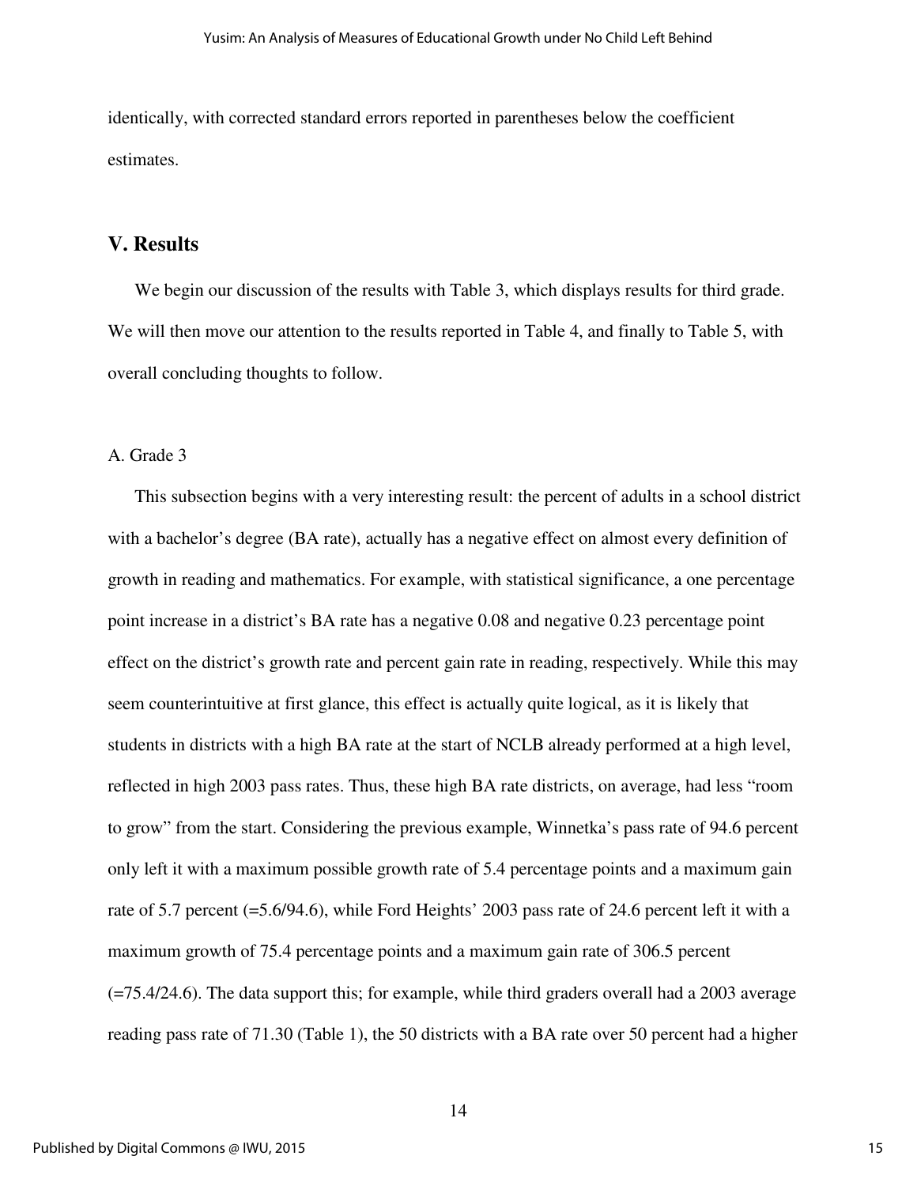identically, with corrected standard errors reported in parentheses below the coefficient estimates.

## V. Results

We begin our discussion of the results with Table 3, which displays results for third grade. We will then move our attention to the results reported in Table 4, and finally to Table 5, with overall concluding thoughts to follow.

### A. Grade 3

This subsection begins with a very interesting result: the percent of adults in a school district with a bachelor's degree (BA rate), actually has a negative effect on almost every definition of growth in reading and mathematics. For example, with statistical significance, a one percentage point increase in a district's BA rate has a negative 0.08 and negative 0.23 percentage point effect on the district's growth rate and percent gain rate in reading, respectively. While this may seem counterintuitive at first glance, this effect is actually quite logical, as it is likely that students in districts with a high BA rate at the start of NCLB already performed at a high level, reflected in high 2003 pass rates. Thus, these high BA rate districts, on average, had less "room to grow" from the start. Considering the previous example, Winnetka's pass rate of 94.6 percent only left it with a maximum possible growth rate of 5.4 percentage points and a maximum gain rate of 5.7 percent (=5.6/94.6), while Ford Heights' 2003 pass rate of 24.6 percent left it with a maximum growth of 75.4 percentage points and a maximum gain rate of 306.5 percent (=75.4/24.6). The data support this; for example, while third graders overall had a 2003 average reading pass rate of 71.30 (Table 1), the 50 districts with a BA rate over 50 percent had a higher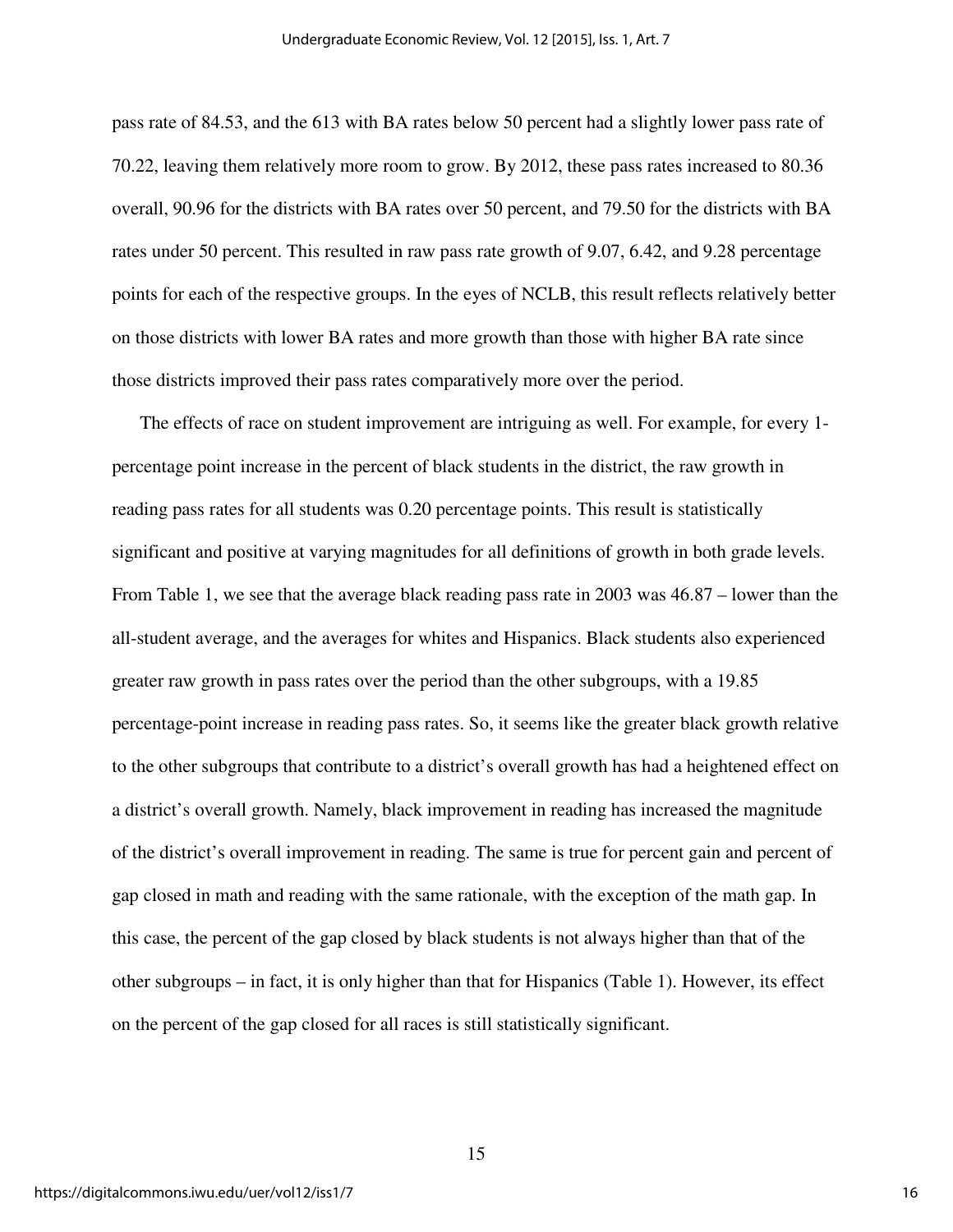pass rate of 84.53, and the 613 with BA rates below 50 percent had a slightly lower pass rate of 70.22, leaving them relatively more room to grow. By 2012, these pass rates increased to 80.36 overall, 90.96 for the districts with BA rates over 50 percent, and 79.50 for the districts with BA rates under 50 percent. This resulted in raw pass rate growth of 9.07, 6.42, and 9.28 percentage points for each of the respective groups. In the eyes of NCLB, this result reflects relatively better on those districts with lower BA rates and more growth than those with higher BA rate since those districts improved their pass rates comparatively more over the period.

The effects of race on student improvement are intriguing as well. For example, for every 1-percentage point increase in the percent of black students in the district, the raw growth in reading pass rates for all students was 0.20 percentage points. This result is statistically significant and positive at varying magnitudes for all definitions of growth in both grade levels. From Table 1, we see that the average black reading pass rate in 2003 was 46.87 – lower than the all-student average, and the averages for whites and Hispanics. Black students also experienced greater raw growth in pass rates over the period than the other subgroups, with a 19.85 percentage-point increase in reading pass rates. So, it seems like the greater black growth relative to the other subgroups that contribute to a district's overall growth has had a heightened effect on a district's overall growth. Namely, black improvement in reading has increased the magnitude of the district's overall improvement in reading. The same is true for percent gain and percent of gap closed in math and reading with the same rationale, with the exception of the math gap. In this case, the percent of the gap closed by black students is not always higher than that of the other subgroups – in fact, it is only higher than that for Hispanics (Table 1). However, its effect on the percent of the gap closed for all races is still statistically significant.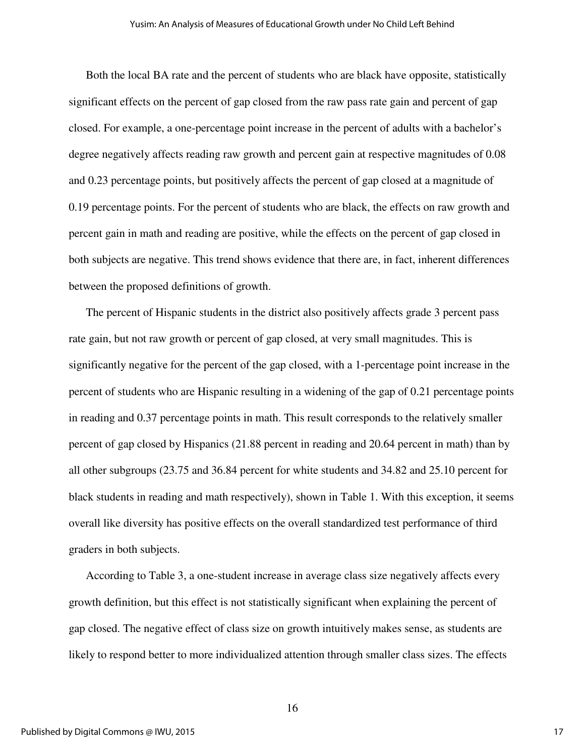Both the local BA rate and the percent of students who are black have opposite, statistically significant effects on the percent of gap closed from the raw pass rate gain and percent of gap closed. For example, a one-percentage point increase in the percent of adults with a bachelor's degree negatively affects reading raw growth and percent gain at respective magnitudes of 0.08 and 0.23 percentage points, but positively affects the percent of gap closed at a magnitude of 0.19 percentage points. For the percent of students who are black, the effects on raw growth and percent gain in math and reading are positive, while the effects on the percent of gap closed in both subjects are negative. This trend shows evidence that there are, in fact, inherent differences between the proposed definitions of growth.

The percent of Hispanic students in the district also positively affects grade 3 percent pass rate gain, but not raw growth or percent of gap closed, at very small magnitudes. This is significantly negative for the percent of the gap closed, with a 1-percentage point increase in the percent of students who are Hispanic resulting in a widening of the gap of 0.21 percentage points in reading and 0.37 percentage points in math. This result corresponds to the relatively smaller percent of gap closed by Hispanics (21.88 percent in reading and 20.64 percent in math) than by all other subgroups (23.75 and 36.84 percent for white students and 34.82 and 25.10 percent for black students in reading and math respectively), shown in Table 1. With this exception, it seems overall like diversity has positive effects on the overall standardized test performance of third graders in both subjects.

According to Table 3, a one-student increase in average class size negatively affects every growth definition, but this effect is not statistically significant when explaining the percent of gap closed. The negative effect of class size on growth intuitively makes sense, as students are likely to respond better to more individualized attention through smaller class sizes. The effects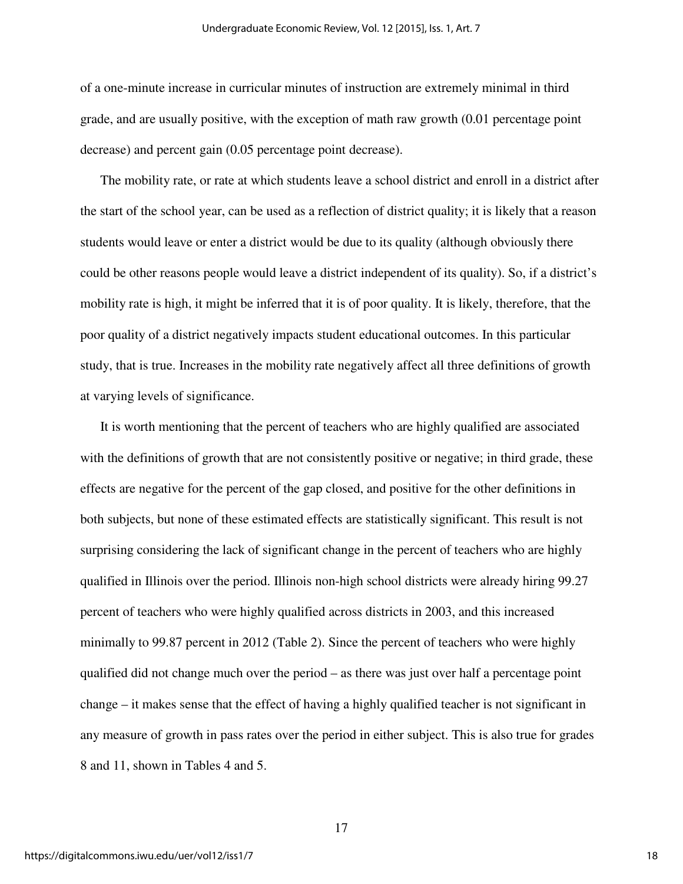of a one-minute increase in curricular minutes of instruction are extremely minimal in third grade, and are usually positive, with the exception of math raw growth (0.01 percentage point decrease) and percent gain (0.05 percentage point decrease).

The mobility rate, or rate at which students leave a school district and enroll in a district after the start of the school year, can be used as a reflection of district quality; it is likely that a reason students would leave or enter a district would be due to its quality (although obviously there could be other reasons people would leave a district independent of its quality). So, if a district's mobility rate is high, it might be inferred that it is of poor quality. It is likely, therefore, that the poor quality of a district negatively impacts student educational outcomes. In this particular study, that is true. Increases in the mobility rate negatively affect all three definitions of growth at varying levels of significance.

It is worth mentioning that the percent of teachers who are highly qualified are associated with the definitions of growth that are not consistently positive or negative; in third grade, these effects are negative for the percent of the gap closed, and positive for the other definitions in both subjects, but none of these estimated effects are statistically significant. This result is not surprising considering the lack of significant change in the percent of teachers who are highly qualified in Illinois over the period. Illinois non-high school districts were already hiring 99.27 percent of teachers who were highly qualified across districts in 2003, and this increased minimally to 99.87 percent in 2012 (Table 2). Since the percent of teachers who were highly qualified did not change much over the period – as there was just over half a percentage point change – it makes sense that the effect of having a highly qualified teacher is not significant in any measure of growth in pass rates over the period in either subject. This is also true for grades 8 and 11, shown in Tables 4 and 5.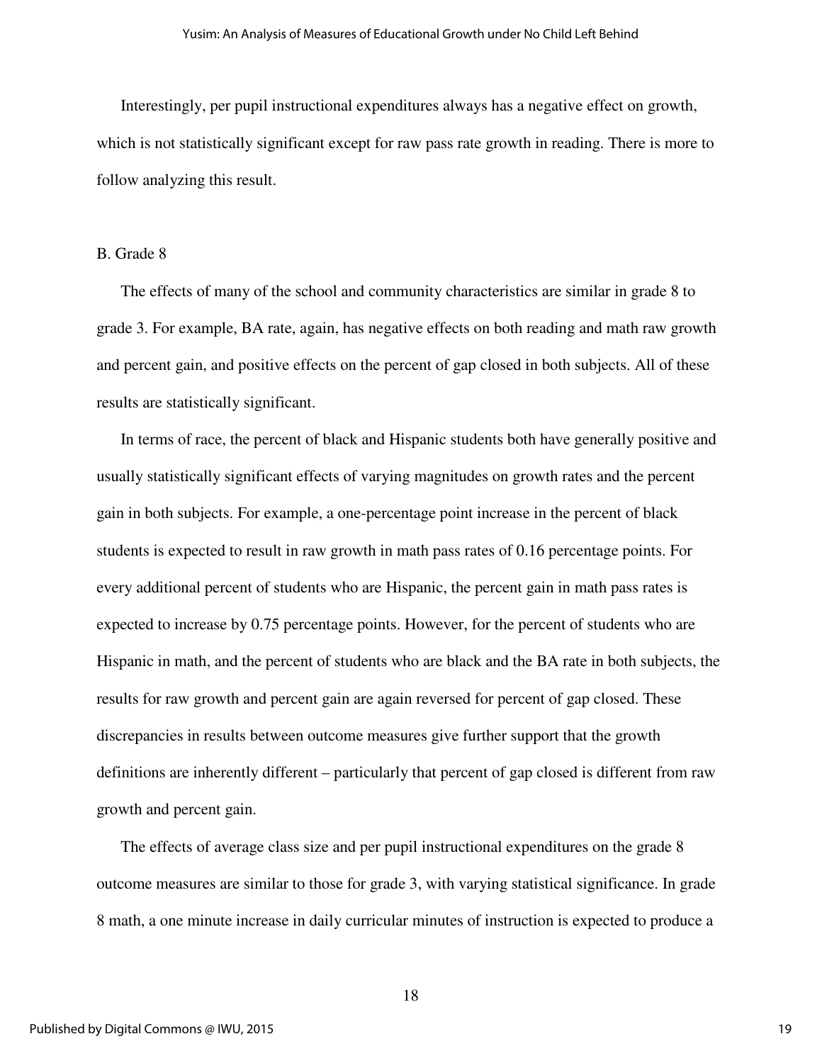Interestingly, per pupil instructional expenditures always has a negative effect on growth, which is not statistically significant except for raw pass rate growth in reading. There is more to follow analyzing this result.

B. Grade 8

The effects of many of the school and community characteristics are similar in grade 8 to grade 3. For example, BA rate, again, has negative effects on both reading and math raw growth and percent gain, and positive effects on the percent of gap closed in both subjects. All of these results are statistically significant.

In terms of race, the percent of black and Hispanic students both have generally positive and usually statistically significant effects of varying magnitudes on growth rates and the percent gain in both subjects. For example, a one-percentage point increase in the percent of black students is expected to result in raw growth in math pass rates of 0.16 percentage points. For every additional percent of students who are Hispanic, the percent gain in math pass rates is expected to increase by 0.75 percentage points. However, for the percent of students who are Hispanic in math, and the percent of students who are black and the BA rate in both subjects, the results for raw growth and percent gain are again reversed for percent of gap closed. These discrepancies in results between outcome measures give further support that the growth definitions are inherently different – particularly that percent of gap closed is different from raw growth and percent gain.

The effects of average class size and per pupil instructional expenditures on the grade 8 outcome measures are similar to those for grade 3, with varying statistical significance. In grade 8 math, a one minute increase in daily curricular minutes of instruction is expected to produce a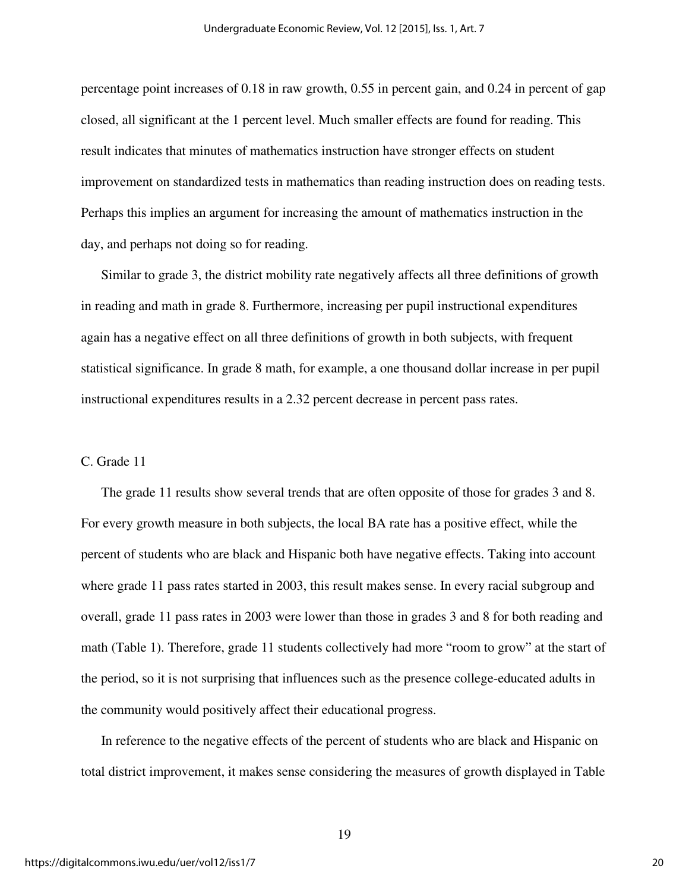percentage point increases of 0.18 in raw growth, 0.55 in percent gain, and 0.24 in percent of gap closed, all significant at the 1 percent level. Much smaller effects are found for reading. This result indicates that minutes of mathematics instruction have stronger effects on student improvement on standardized tests in mathematics than reading instruction does on reading tests. Perhaps this implies an argument for increasing the amount of mathematics instruction in the day, and perhaps not doing so for reading.

Similar to grade 3, the district mobility rate negatively affects all three definitions of growth in reading and math in grade 8. Furthermore, increasing per pupil instructional expenditures again has a negative effect on all three definitions of growth in both subjects, with frequent statistical significance. In grade 8 math, for example, a one thousand dollar increase in per pupil instructional expenditures results in a 2.32 percent decrease in percent pass rates.

C. Grade 11

The grade 11 results show several trends that are often opposite of those for grades 3 and 8. For every growth measure in both subjects, the local BA rate has a positive effect, while the percent of students who are black and Hispanic both have negative effects. Taking into account where grade 11 pass rates started in 2003, this result makes sense. In every racial subgroup and overall, grade 11 pass rates in 2003 were lower than those in grades 3 and 8 for both reading and math (Table 1). Therefore, grade 11 students collectively had more "room to grow" at the start of the period, so it is not surprising that influences such as the presence college-educated adults in the community would positively affect their educational progress.

In reference to the negative effects of the percent of students who are black and Hispanic on total district improvement, it makes sense considering the measures of growth displayed in Table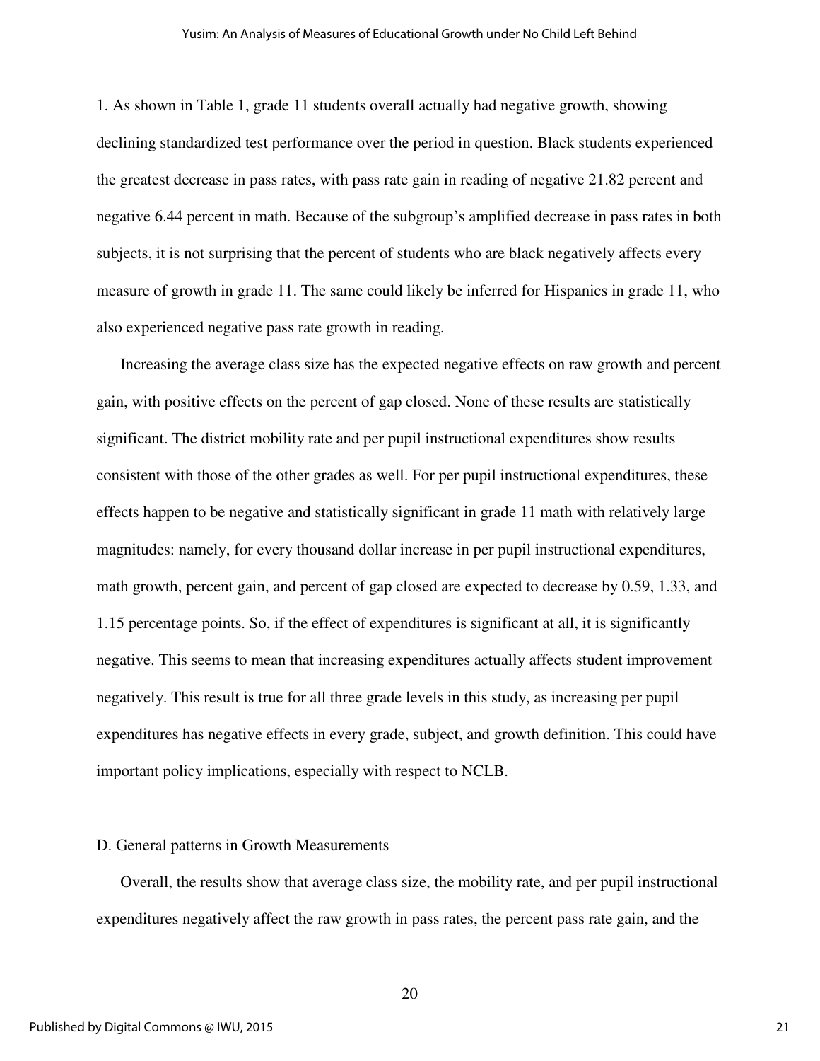1. As shown in Table 1, grade 11 students overall actually had negative growth, showing declining standardized test performance over the period in question. Black students experienced the greatest decrease in pass rates, with pass rate gain in reading of negative 21.82 percent and negative 6.44 percent in math. Because of the subgroup's amplified decrease in pass rates in both subjects, it is not surprising that the percent of students who are black negatively affects every measure of growth in grade 11. The same could likely be inferred for Hispanics in grade 11, who also experienced negative pass rate growth in reading.

Increasing the average class size has the expected negative effects on raw growth and percent gain, with positive effects on the percent of gap closed. None of these results are statistically significant. The district mobility rate and per pupil instructional expenditures show results consistent with those of the other grades as well. For per pupil instructional expenditures, these effects happen to be negative and statistically significant in grade 11 math with relatively large magnitudes: namely, for every thousand dollar increase in per pupil instructional expenditures, math growth, percent gain, and percent of gap closed are expected to decrease by 0.59, 1.33, and 1.15 percentage points. So, if the effect of expenditures is significant at all, it is significantly negative. This seems to mean that increasing expenditures actually affects student improvement negatively. This result is true for all three grade levels in this study, as increasing per pupil expenditures has negative effects in every grade, subject, and growth definition. This could have important policy implications, especially with respect to NCLB.

### D. General patterns in Growth Measurements

Overall, the results show that average class size, the mobility rate, and per pupil instructional expenditures negatively affect the raw growth in pass rates, the percent pass rate gain, and the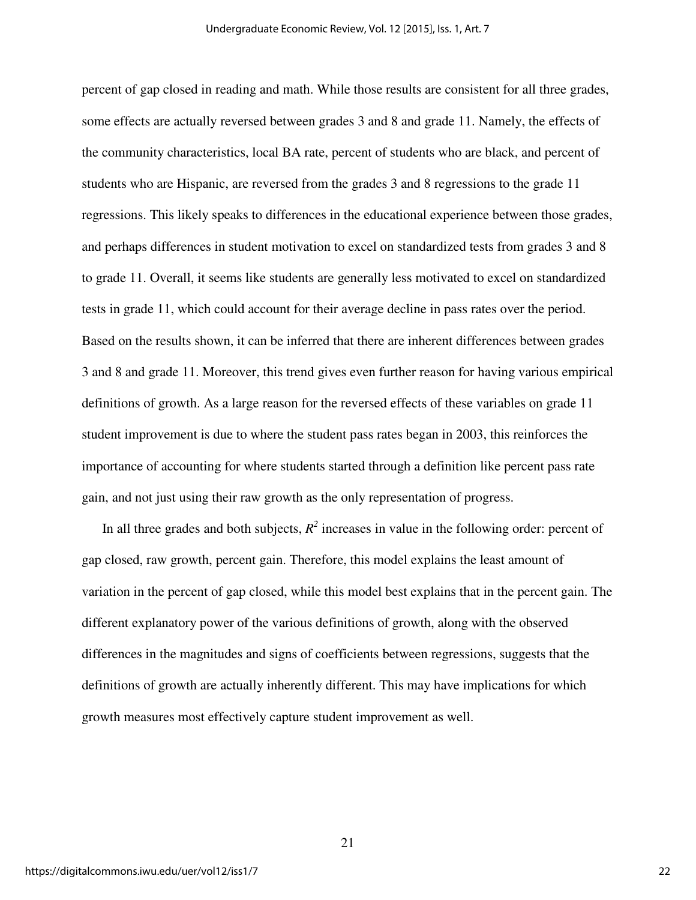percent of gap closed in reading and math. While those results are consistent for all three grades, some effects are actually reversed between grades 3 and 8 and grade 11. Namely, the effects of the community characteristics, local BA rate, percent of students who are black, and percent of students who are Hispanic, are reversed from the grades 3 and 8 regressions to the grade 11 regressions. This likely speaks to differences in the educational experience between those grades, and perhaps differences in student motivation to excel on standardized tests from grades 3 and 8 to grade 11. Overall, it seems like students are generally less motivated to excel on standardized tests in grade 11, which could account for their average decline in pass rates over the period. Based on the results shown, it can be inferred that there are inherent differences between grades 3 and 8 and grade 11. Moreover, this trend gives even further reason for having various empirical definitions of growth. As a large reason for the reversed effects of these variables on grade 11 student improvement is due to where the student pass rates began in 2003, this reinforces the importance of accounting for where students started through a definition like percent pass rate gain, and not just using their raw growth as the only representation of progress.

In all three grades and both subjects, $R^2$ increases in value in the following order: percent of gap closed, raw growth, percent gain. Therefore, this model explains the least amount of variation in the percent of gap closed, while this model best explains that in the percent gain. The different explanatory power of the various definitions of growth, along with the observed differences in the magnitudes and signs of coefficients between regressions, suggests that the definitions of growth are actually inherently different. This may have implications for which growth measures most effectively capture student improvement as well.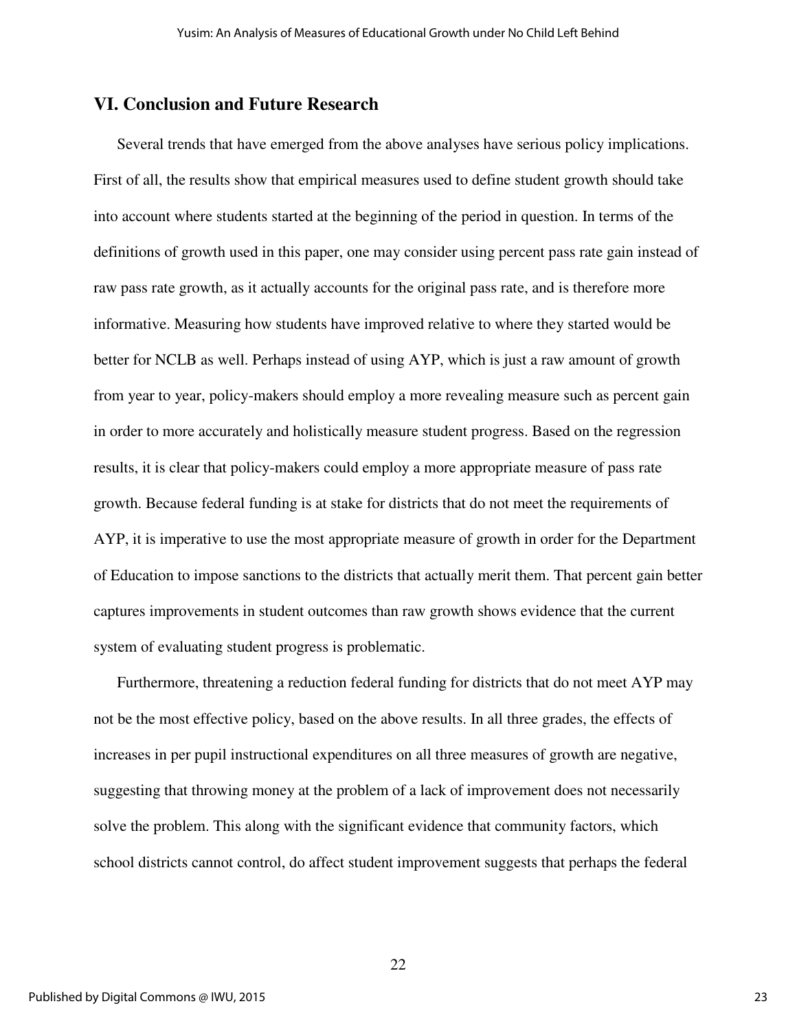## VI. Conclusion and Future Research

Several trends that have emerged from the above analyses have serious policy implications. First of all, the results show that empirical measures used to define student growth should take into account where students started at the beginning of the period in question. In terms of the definitions of growth used in this paper, one may consider using percent pass rate gain instead of raw pass rate growth, as it actually accounts for the original pass rate, and is therefore more informative. Measuring how students have improved relative to where they started would be better for NCLB as well. Perhaps instead of using AYP, which is just a raw amount of growth from year to year, policy-makers should employ a more revealing measure such as percent gain in order to more accurately and holistically measure student progress. Based on the regression results, it is clear that policy-makers could employ a more appropriate measure of pass rate growth. Because federal funding is at stake for districts that do not meet the requirements of AYP, it is imperative to use the most appropriate measure of growth in order for the Department of Education to impose sanctions to the districts that actually merit them. That percent gain better captures improvements in student outcomes than raw growth shows evidence that the current system of evaluating student progress is problematic.

Furthermore, threatening a reduction federal funding for districts that do not meet AYP may not be the most effective policy, based on the above results. In all three grades, the effects of increases in per pupil instructional expenditures on all three measures of growth are negative, suggesting that throwing money at the problem of a lack of improvement does not necessarily solve the problem. This along with the significant evidence that community factors, which school districts cannot control, do affect student improvement suggests that perhaps the federal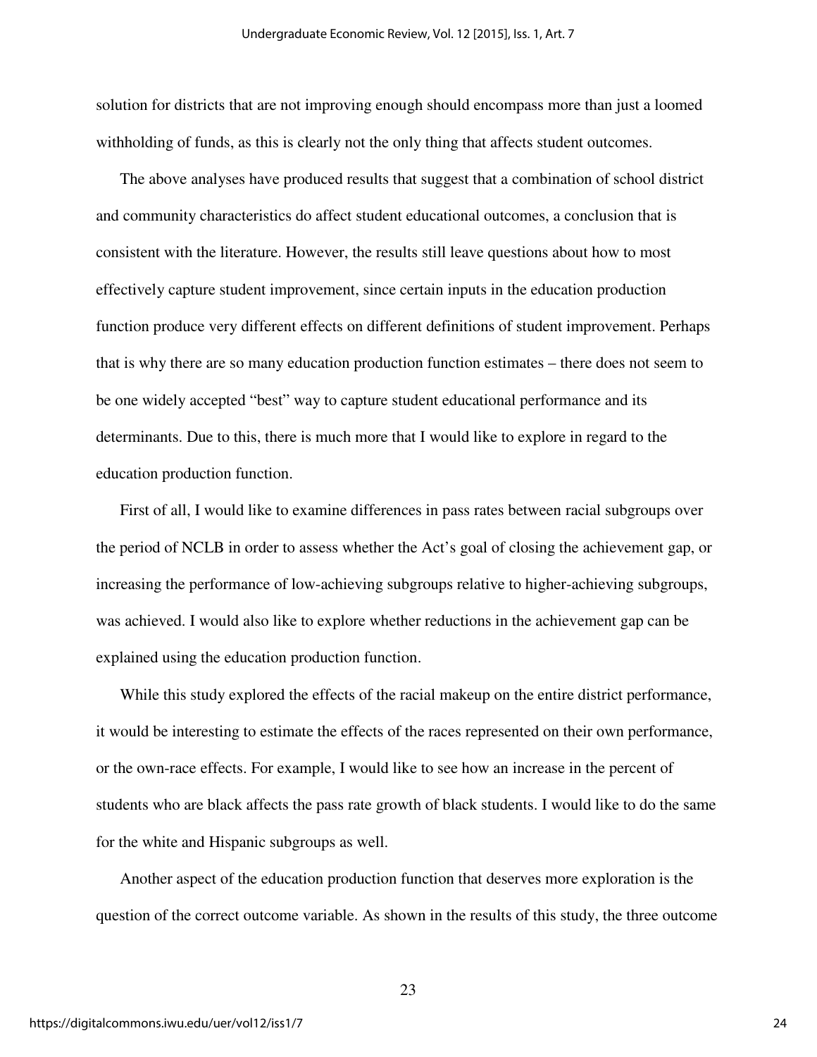solution for districts that are not improving enough should encompass more than just a loomed withholding of funds, as this is clearly not the only thing that affects student outcomes.

The above analyses have produced results that suggest that a combination of school district and community characteristics do affect student educational outcomes, a conclusion that is consistent with the literature. However, the results still leave questions about how to most effectively capture student improvement, since certain inputs in the education production function produce very different effects on different definitions of student improvement. Perhaps that is why there are so many education production function estimates – there does not seem to be one widely accepted "best" way to capture student educational performance and its determinants. Due to this, there is much more that I would like to explore in regard to the education production function.

First of all, I would like to examine differences in pass rates between racial subgroups over the period of NCLB in order to assess whether the Act's goal of closing the achievement gap, or increasing the performance of low-achieving subgroups relative to higher-achieving subgroups, was achieved. I would also like to explore whether reductions in the achievement gap can be explained using the education production function.

While this study explored the effects of the racial makeup on the entire district performance, it would be interesting to estimate the effects of the races represented on their own performance, or the own-race effects. For example, I would like to see how an increase in the percent of students who are black affects the pass rate growth of black students. I would like to do the same for the white and Hispanic subgroups as well.

Another aspect of the education production function that deserves more exploration is the question of the correct outcome variable. As shown in the results of this study, the three outcome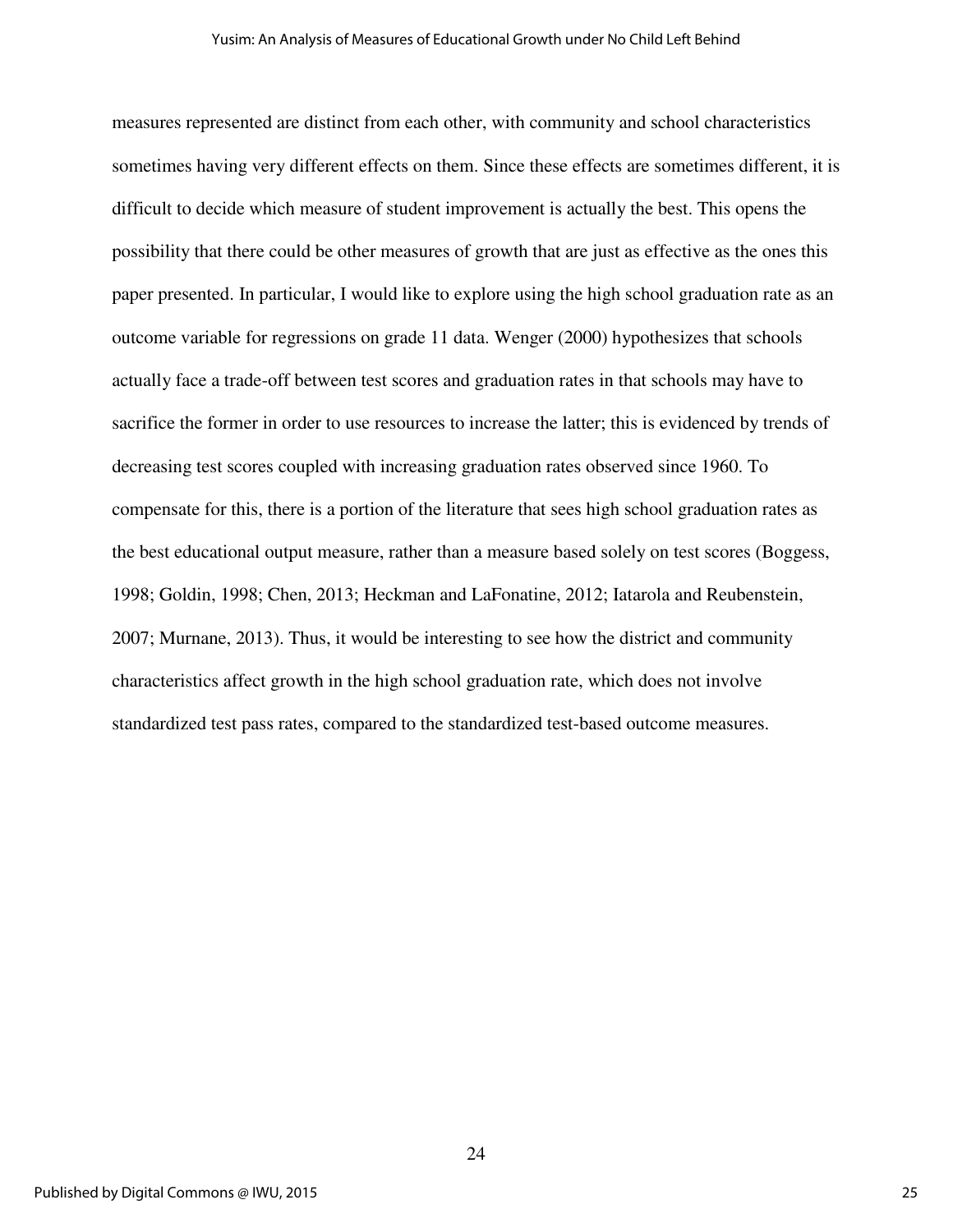measures represented are distinct from each other, with community and school characteristics sometimes having very different effects on them. Since these effects are sometimes different, it is difficult to decide which measure of student improvement is actually the best. This opens the possibility that there could be other measures of growth that are just as effective as the ones this paper presented. In particular, I would like to explore using the high school graduation rate as an outcome variable for regressions on grade 11 data. Wenger (2000) hypothesizes that schools actually face a trade-off between test scores and graduation rates in that schools may have to sacrifice the former in order to use resources to increase the latter; this is evidenced by trends of decreasing test scores coupled with increasing graduation rates observed since 1960. To compensate for this, there is a portion of the literature that sees high school graduation rates as the best educational output measure, rather than a measure based solely on test scores (Boggess, 1998; Goldin, 1998; Chen, 2013; Heckman and LaFonatine, 2012; Iatarola and Reubenstein, 2007; Murnane, 2013). Thus, it would be interesting to see how the district and community characteristics affect growth in the high school graduation rate, which does not involve standardized test pass rates, compared to the standardized test-based outcome measures.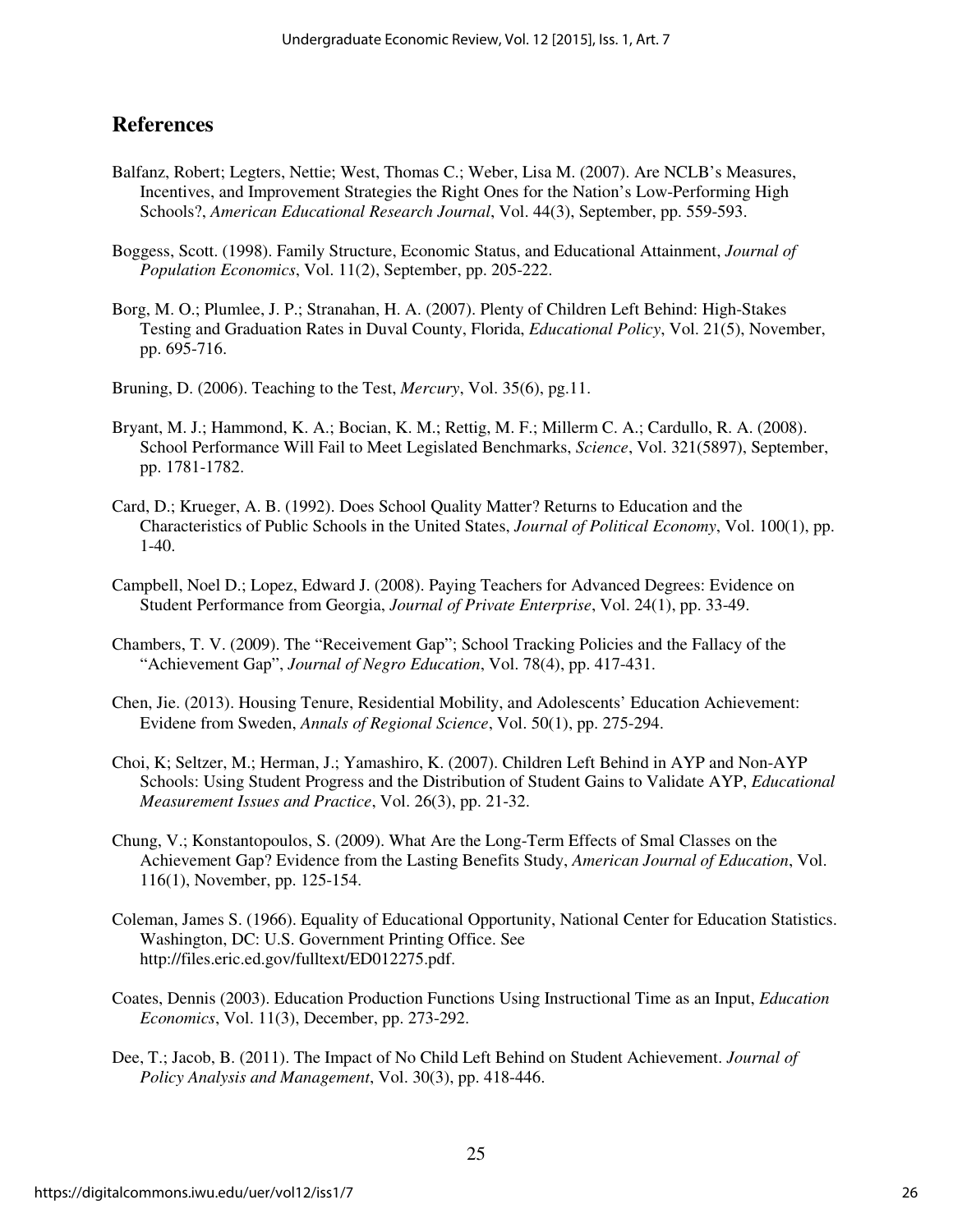## References

Balfanz, Robert; Legters, Nettie; West, Thomas C.; Weber, Lisa M. (2007). Are NCLB's Measures, Incentives, and Improvement Strategies the Right Ones for the Nation's Low-Performing High Schools?, *American Educational Research Journal*, Vol. 44(3), September, pp. 559-593.

Boggess, Scott. (1998). Family Structure, Economic Status, and Educational Attainment, *Journal of Population Economics*, Vol. 11(2), September, pp. 205-222.

Borg, M. O.; Plumlee, J. P.; Stranahan, H. A. (2007). Plenty of Children Left Behind: High-Stakes Testing and Graduation Rates in Duval County, Florida, *Educational Policy*, Vol. 21(5), November, pp. 695-716.

Bruning, D. (2006). Teaching to the Test, *Mercury*, Vol. 35(6), pg.11.

Bryant, M. J.; Hammond, K. A.; Bocian, K. M.; Rettig, M. F.; Millerm C. A.; Cardullo, R. A. (2008). School Performance Will Fail to Meet Legislated Benchmarks, *Science*, Vol. 321(5897), September, pp. 1781-1782.

Card, D.; Krueger, A. B. (1992). Does School Quality Matter? Returns to Education and the Characteristics of Public Schools in the United States, *Journal of Political Economy*, Vol. 100(1), pp. 1-40.

Campbell, Noel D.; Lopez, Edward J. (2008). Paying Teachers for Advanced Degrees: Evidence on Student Performance from Georgia, *Journal of Private Enterprise*, Vol. 24(1), pp. 33-49.

Chambers, T. V. (2009). The "Receivement Gap"; School Tracking Policies and the Fallacy of the "Achievement Gap", *Journal of Negro Education*, Vol. 78(4), pp. 417-431.

Chen, Jie. (2013). Housing Tenure, Residential Mobility, and Adolescents' Education Achievement: Evidene from Sweden, *Annals of Regional Science*, Vol. 50(1), pp. 275-294.

Choi, K; Seltzer, M.; Herman, J.; Yamashiro, K. (2007). Children Left Behind in AYP and Non-AYP Schools: Using Student Progress and the Distribution of Student Gains to Validate AYP, *Educational Measurement Issues and Practice*, Vol. 26(3), pp. 21-32.

Chung, V.; Konstantopoulos, S. (2009). What Are the Long-Term Effects of Smal Classes on the Achievement Gap? Evidence from the Lasting Benefits Study, *American Journal of Education*, Vol. 116(1), November, pp. 125-154.

Coleman, James S. (1966). Equality of Educational Opportunity, National Center for Education Statistics. Washington, DC: U.S. Government Printing Office. See http://files.eric.ed.gov/fulltext/ED012275.pdf.

Coates, Dennis (2003). Education Production Functions Using Instructional Time as an Input, *Education Economics*, Vol. 11(3), December, pp. 273-292.

Dee, T.; Jacob, B. (2011). The Impact of No Child Left Behind on Student Achievement. *Journal of Policy Analysis and Management*, Vol. 30(3), pp. 418-446.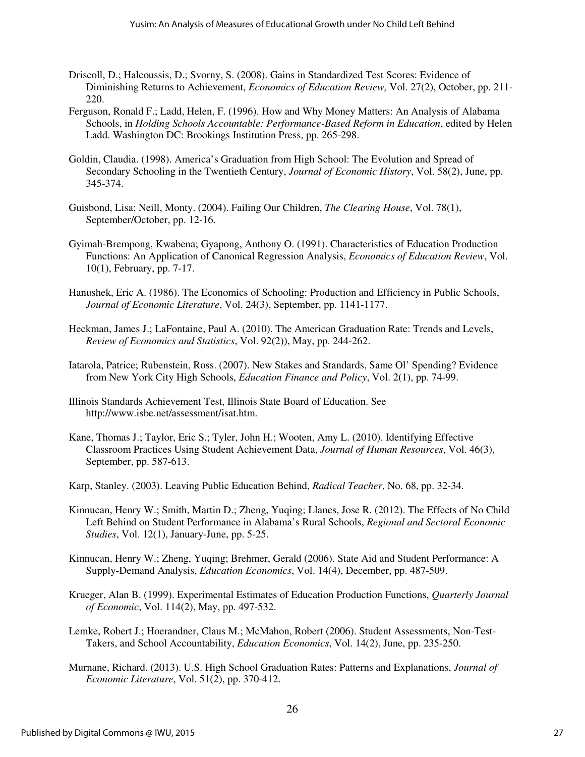Driscoll, D.; Halcoussis, D.; Svorny, S. (2008). Gains in Standardized Test Scores: Evidence of Diminishing Returns to Achievement, *Economics of Education Review,* Vol. 27(2), October, pp. 211-220.

Ferguson, Ronald F.; Ladd, Helen, F. (1996). How and Why Money Matters: An Analysis of Alabama Schools, in *Holding Schools Accountable: Performance-Based Reform in Education*, edited by Helen Ladd. Washington DC: Brookings Institution Press, pp. 265-298.

Goldin, Claudia. (1998). America's Graduation from High School: The Evolution and Spread of Secondary Schooling in the Twentieth Century, *Journal of Economic History*, Vol. 58(2), June, pp. 345-374.

Guisbond, Lisa; Neill, Monty. (2004). Failing Our Children, *The Clearing House*, Vol. 78(1), September/October, pp. 12-16.

Gyimah-Brempong, Kwabena; Gyapong, Anthony O. (1991). Characteristics of Education Production Functions: An Application of Canonical Regression Analysis, *Economics of Education Review*, Vol. 10(1), February, pp. 7-17.

Hanushek, Eric A. (1986). The Economics of Schooling: Production and Efficiency in Public Schools, *Journal of Economic Literature*, Vol. 24(3), September, pp. 1141-1177.

Heckman, James J.; LaFontaine, Paul A. (2010). The American Graduation Rate: Trends and Levels, *Review of Economics and Statistics*, Vol. 92(2)), May, pp. 244-262.

Iatarola, Patrice; Rubenstein, Ross. (2007). New Stakes and Standards, Same Ol' Spending? Evidence from New York City High Schools, *Education Finance and Policy*, Vol. 2(1), pp. 74-99.

Illinois Standards Achievement Test, Illinois State Board of Education. See http://www.isbe.net/assessment/isat.htm.

Kane, Thomas J.; Taylor, Eric S.; Tyler, John H.; Wooten, Amy L. (2010). Identifying Effective Classroom Practices Using Student Achievement Data, *Journal of Human Resources*, Vol. 46(3), September, pp. 587-613.

Karp, Stanley. (2003). Leaving Public Education Behind, *Radical Teacher*, No. 68, pp. 32-34.

Kinnucan, Henry W.; Smith, Martin D.; Zheng, Yuqing; Llanes, Jose R. (2012). The Effects of No Child Left Behind on Student Performance in Alabama's Rural Schools, *Regional and Sectoral Economic Studies*, Vol. 12(1), January-June, pp. 5-25.

Kinnucan, Henry W.; Zheng, Yuqing; Brehmer, Gerald (2006). State Aid and Student Performance: A Supply-Demand Analysis, *Education Economics*, Vol. 14(4), December, pp. 487-509.

Krueger, Alan B. (1999). Experimental Estimates of Education Production Functions, *Quarterly Journal of Economic*, Vol. 114(2), May, pp. 497-532.

Lemke, Robert J.; Hoerandner, Claus M.; McMahon, Robert (2006). Student Assessments, Non-Test-Takers, and School Accountability, *Education Economics*, Vol. 14(2), June, pp. 235-250.

Murnane, Richard. (2013). U.S. High School Graduation Rates: Patterns and Explanations, *Journal of Economic Literature*, Vol. 51(2), pp. 370-412.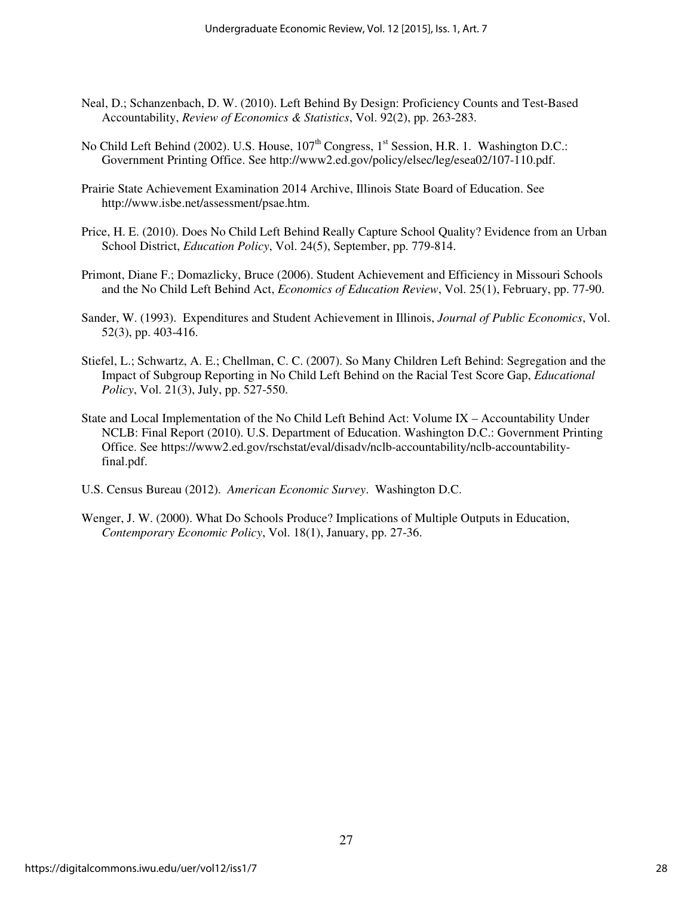Neal, D.; Schanzenbach, D. W. (2010). Left Behind By Design: Proficiency Counts and Test-Based Accountability, *Review of Economics & Statistics*, Vol. 92(2), pp. 263-283.

No Child Left Behind (2002). U.S. House, 107th Congress, 1st Session, H.R. 1. Washington D.C.: Government Printing Office. See http://www2.ed.gov/policy/elsec/leg/esea02/107-110.pdf.

Prairie State Achievement Examination 2014 Archive, Illinois State Board of Education. See http://www.isbe.net/assessment/psae.htm.

Price, H. E. (2010). Does No Child Left Behind Really Capture School Quality? Evidence from an Urban School District, *Education Policy*, Vol. 24(5), September, pp. 779-814.

Primont, Diane F.; Domazlicky, Bruce (2006). Student Achievement and Efficiency in Missouri Schools and the No Child Left Behind Act, *Economics of Education Review*, Vol. 25(1), February, pp. 77-90.

Sander, W. (1993). Expenditures and Student Achievement in Illinois, *Journal of Public Economics*, Vol. 52(3), pp. 403-416.

Stiefel, L.; Schwartz, A. E.; Chellman, C. C. (2007). So Many Children Left Behind: Segregation and the Impact of Subgroup Reporting in No Child Left Behind on the Racial Test Score Gap, *Educational Policy*, Vol. 21(3), July, pp. 527-550.

State and Local Implementation of the No Child Left Behind Act: Volume IX – Accountability Under NCLB: Final Report (2010). U.S. Department of Education. Washington D.C.: Government Printing Office. See https://www2.ed.gov/rschstat/eval/disadv/nclb-accountability/nclb-accountability-final.pdf.

U.S. Census Bureau (2012). *American Economic Survey*. Washington D.C.

Wenger, J. W. (2000). What Do Schools Produce? Implications of Multiple Outputs in Education, *Contemporary Economic Policy*, Vol. 18(1), January, pp. 27-36.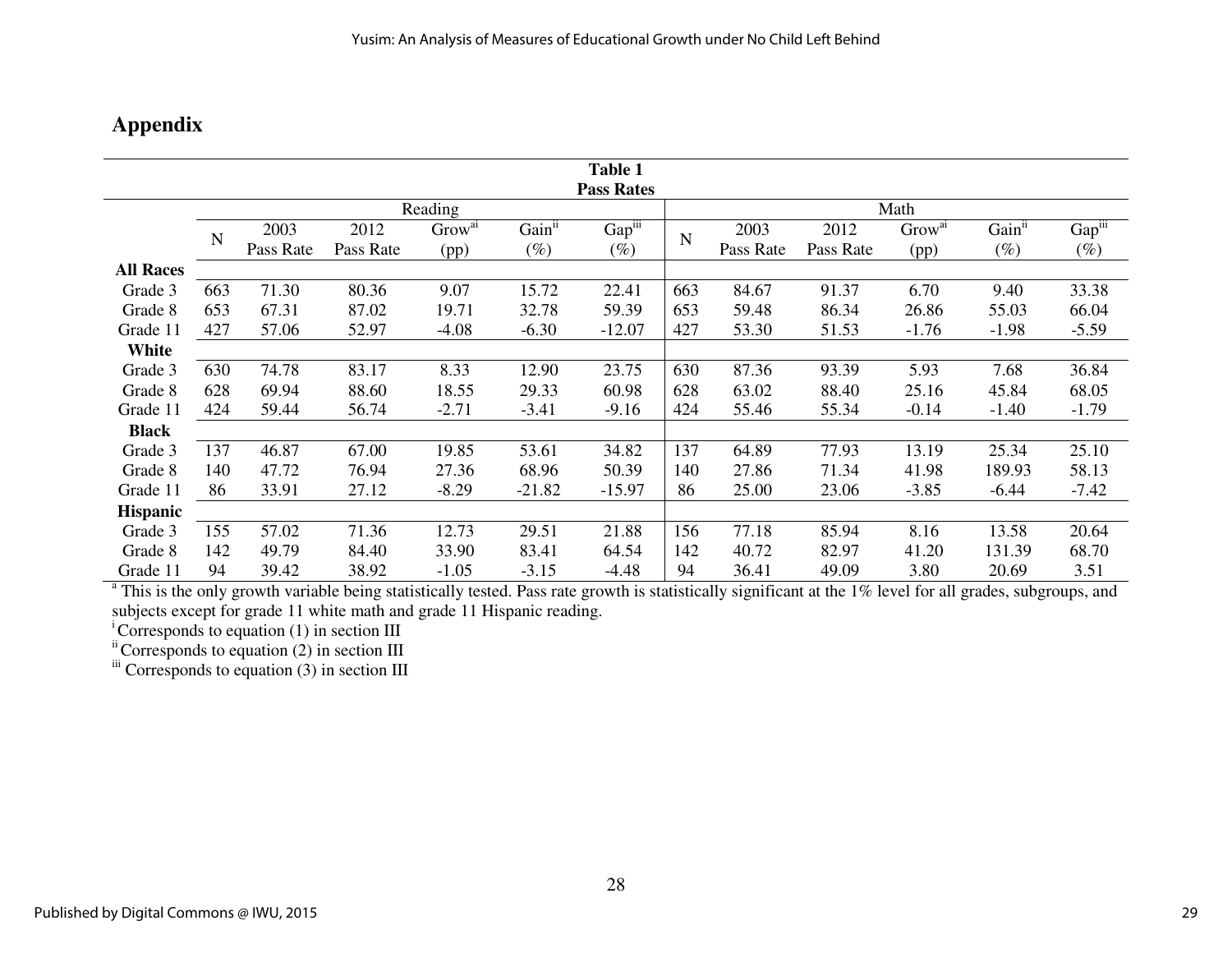## Appendix

**Table 1**
**Pass Rates**

| | Reading | | | | | | Math | | | | | |
|---|---|---|---|---|---|---|---|---|---|---|---|---|
| | N | 2003 Pass Rate | 2012 Pass Rate | Grow[ai] (pp) | Gain[ii] (%) | Gap[iii] (%) | N | 2003 Pass Rate | 2012 Pass Rate | Grow[ai] (pp) | Gain[ii] (%) | Gap[iii] (%) |
| **All Races** | | | | | | | | | | | | |
| Grade 3 | 663 | 71.30 | 80.36 | 9.07 | 15.72 | 22.41 | 663 | 84.67 | 91.37 | 6.70 | 9.40 | 33.38 |
| Grade 8 | 653 | 67.31 | 87.02 | 19.71 | 32.78 | 59.39 | 653 | 59.48 | 86.34 | 26.86 | 55.03 | 66.04 |
| Grade 11 | 427 | 57.06 | 52.97 | -4.08 | -6.30 | -12.07 | 427 | 53.30 | 51.53 | -1.76 | -1.98 | -5.59 |
| **White** | | | | | | | | | | | | |
| Grade 3 | 630 | 74.78 | 83.17 | 8.33 | 12.90 | 23.75 | 630 | 87.36 | 93.39 | 5.93 | 7.68 | 36.84 |
| Grade 8 | 628 | 69.94 | 88.60 | 18.55 | 29.33 | 60.98 | 628 | 63.02 | 88.40 | 25.16 | 45.84 | 68.05 |
| Grade 11 | 424 | 59.44 | 56.74 | -2.71 | -3.41 | -9.16 | 424 | 55.46 | 55.34 | -0.14 | -1.40 | -1.79 |
| **Black** | | | | | | | | | | | | |
| Grade 3 | 137 | 46.87 | 67.00 | 19.85 | 53.61 | 34.82 | 137 | 64.89 | 77.93 | 13.19 | 25.34 | 25.10 |
| Grade 8 | 140 | 47.72 | 76.94 | 27.36 | 68.96 | 50.39 | 140 | 27.86 | 71.34 | 41.98 | 189.93 | 58.13 |
| Grade 11 | 86 | 33.91 | 27.12 | -8.29 | -21.82 | -15.97 | 86 | 25.00 | 23.06 | -3.85 | -6.44 | -7.42 |
| **Hispanic** | | | | | | | | | | | | |
| Grade 3 | 155 | 57.02 | 71.36 | 12.73 | 29.51 | 21.88 | 156 | 77.18 | 85.94 | 8.16 | 13.58 | 20.64 |
| Grade 8 | 142 | 49.79 | 84.40 | 33.90 | 83.41 | 64.54 | 142 | 40.72 | 82.97 | 41.20 | 131.39 | 68.70 |
| Grade 11 | 94 | 39.42 | 38.92 | -1.05 | -3.15 | -4.48 | 94 | 36.41 | 49.09 | 3.80 | 20.69 | 3.51 |

[a] This is the only growth variable being statistically tested. Pass rate growth is statistically significant at the 1% level for all grades, subgroups, and subjects except for grade 11 white math and grade 11 Hispanic reading.
[i] Corresponds to equation (1) in section III
[ii] Corresponds to equation (2) in section III
[iii] Corresponds to equation (3) in section III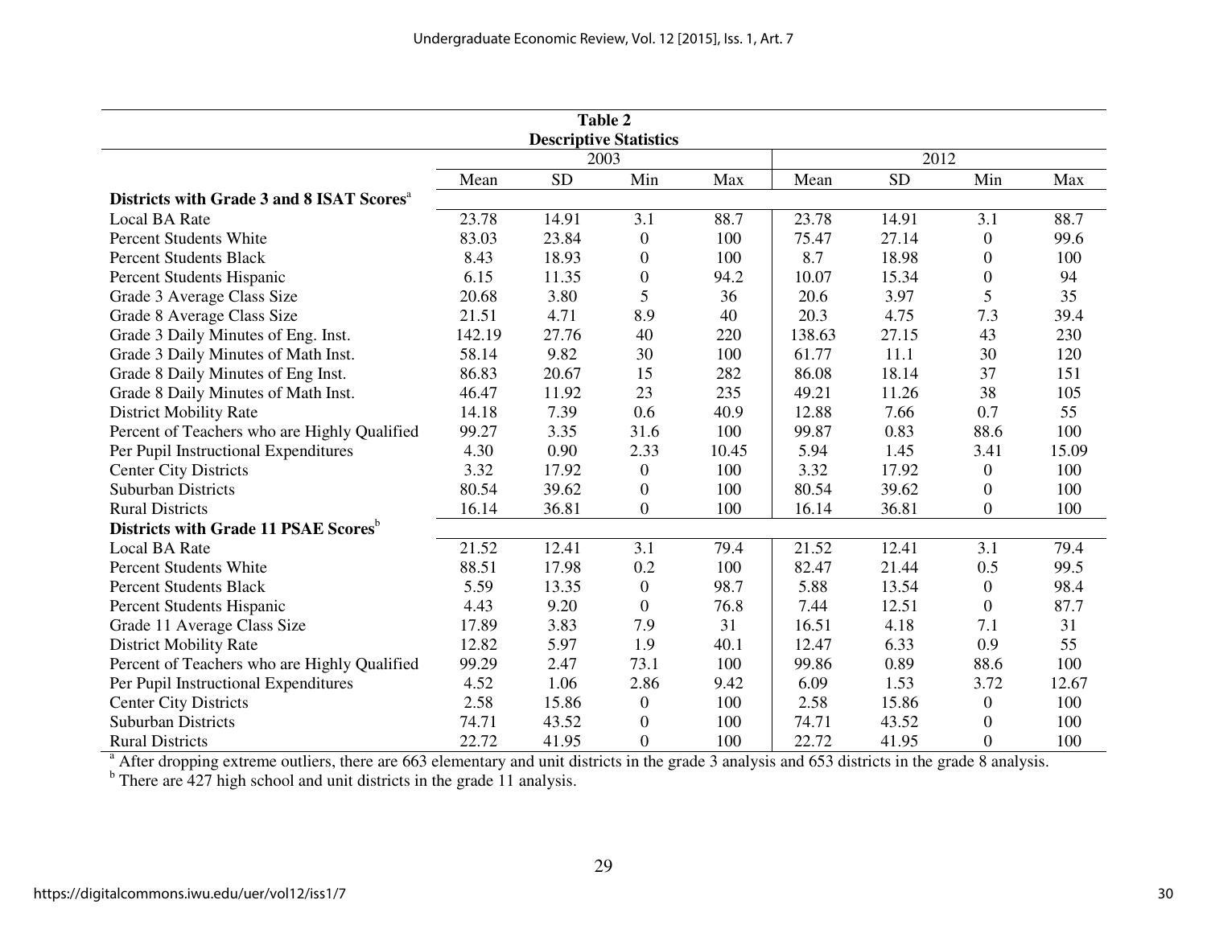**Table 2**
**Descriptive Statistics**

| | 2003 | | | | 2012 | | | |
|---|---|---|---|---|---|---|---|---|
| | Mean | SD | Min | Max | Mean | SD | Min | Max |
| **Districts with Grade 3 and 8 ISAT Scores**[a] | | | | | | | | |
| Local BA Rate | 23.78 | 14.91 | 3.1 | 88.7 | 23.78 | 14.91 | 3.1 | 88.7 |
| Percent Students White | 83.03 | 23.84 | 0 | 100 | 75.47 | 27.14 | 0 | 99.6 |
| Percent Students Black | 8.43 | 18.93 | 0 | 100 | 8.7 | 18.98 | 0 | 100 |
| Percent Students Hispanic | 6.15 | 11.35 | 0 | 94.2 | 10.07 | 15.34 | 0 | 94 |
| Grade 3 Average Class Size | 20.68 | 3.80 | 5 | 36 | 20.6 | 3.97 | 5 | 35 |
| Grade 8 Average Class Size | 21.51 | 4.71 | 8.9 | 40 | 20.3 | 4.75 | 7.3 | 39.4 |
| Grade 3 Daily Minutes of Eng. Inst. | 142.19 | 27.76 | 40 | 220 | 138.63 | 27.15 | 43 | 230 |
| Grade 3 Daily Minutes of Math Inst. | 58.14 | 9.82 | 30 | 100 | 61.77 | 11.1 | 30 | 120 |
| Grade 8 Daily Minutes of Eng Inst. | 86.83 | 20.67 | 15 | 282 | 86.08 | 18.14 | 37 | 151 |
| Grade 8 Daily Minutes of Math Inst. | 46.47 | 11.92 | 23 | 235 | 49.21 | 11.26 | 38 | 105 |
| District Mobility Rate | 14.18 | 7.39 | 0.6 | 40.9 | 12.88 | 7.66 | 0.7 | 55 |
| Percent of Teachers who are Highly Qualified | 99.27 | 3.35 | 31.6 | 100 | 99.87 | 0.83 | 88.6 | 100 |
| Per Pupil Instructional Expenditures | 4.30 | 0.90 | 2.33 | 10.45 | 5.94 | 1.45 | 3.41 | 15.09 |
| Center City Districts | 3.32 | 17.92 | 0 | 100 | 3.32 | 17.92 | 0 | 100 |
| Suburban Districts | 80.54 | 39.62 | 0 | 100 | 80.54 | 39.62 | 0 | 100 |
| Rural Districts | 16.14 | 36.81 | 0 | 100 | 16.14 | 36.81 | 0 | 100 |
| **Districts with Grade 11 PSAE Scores**[b] | | | | | | | | |
| Local BA Rate | 21.52 | 12.41 | 3.1 | 79.4 | 21.52 | 12.41 | 3.1 | 79.4 |
| Percent Students White | 88.51 | 17.98 | 0.2 | 100 | 82.47 | 21.44 | 0.5 | 99.5 |
| Percent Students Black | 5.59 | 13.35 | 0 | 98.7 | 5.88 | 13.54 | 0 | 98.4 |
| Percent Students Hispanic | 4.43 | 9.20 | 0 | 76.8 | 7.44 | 12.51 | 0 | 87.7 |
| Grade 11 Average Class Size | 17.89 | 3.83 | 7.9 | 31 | 16.51 | 4.18 | 7.1 | 31 |
| District Mobility Rate | 12.82 | 5.97 | 1.9 | 40.1 | 12.47 | 6.33 | 0.9 | 55 |
| Percent of Teachers who are Highly Qualified | 99.29 | 2.47 | 73.1 | 100 | 99.86 | 0.89 | 88.6 | 100 |
| Per Pupil Instructional Expenditures | 4.52 | 1.06 | 2.86 | 9.42 | 6.09 | 1.53 | 3.72 | 12.67 |
| Center City Districts | 2.58 | 15.86 | 0 | 100 | 2.58 | 15.86 | 0 | 100 |
| Suburban Districts | 74.71 | 43.52 | 0 | 100 | 74.71 | 43.52 | 0 | 100 |
| Rural Districts | 22.72 | 41.95 | 0 | 100 | 22.72 | 41.95 | 0 | 100 |

[a] After dropping extreme outliers, there are 663 elementary and unit districts in the grade 3 analysis and 653 districts in the grade 8 analysis.

[b] There are 427 high school and unit districts in the grade 11 analysis.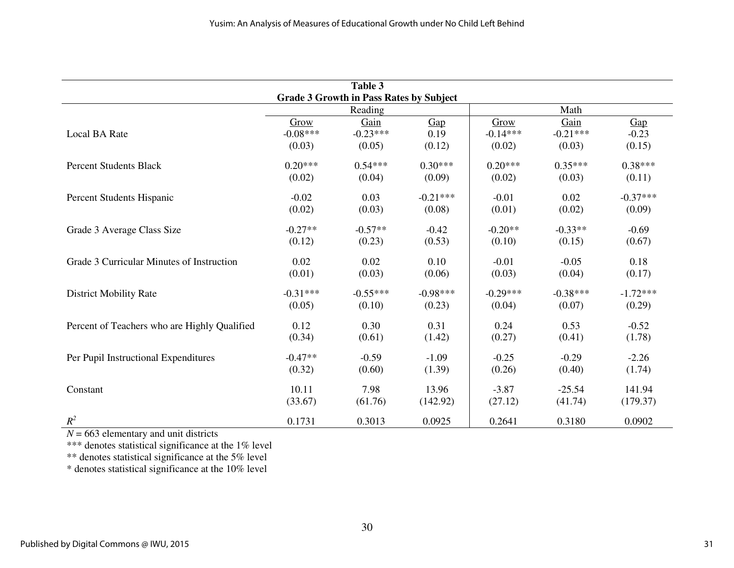**Table 3**
**Grade 3 Growth in Pass Rates by Subject**

| | Reading | | | Math | | |
|---|---|---|---|---|---|---|
| | Grow | Gain | Gap | Grow | Gain | Gap |
| Local BA Rate | -0.08*** | -0.23*** | 0.19 | -0.14*** | -0.21*** | -0.23 |
| | (0.03) | (0.05) | (0.12) | (0.02) | (0.03) | (0.15) |
| Percent Students Black | 0.20*** | 0.54*** | 0.30*** | 0.20*** | 0.35*** | 0.38*** |
| | (0.02) | (0.04) | (0.09) | (0.02) | (0.03) | (0.11) |
| Percent Students Hispanic | -0.02 | 0.03 | -0.21*** | -0.01 | 0.02 | -0.37*** |
| | (0.02) | (0.03) | (0.08) | (0.01) | (0.02) | (0.09) |
| Grade 3 Average Class Size | -0.27** | -0.57** | -0.42 | -0.20** | -0.33** | -0.69 |
| | (0.12) | (0.23) | (0.53) | (0.10) | (0.15) | (0.67) |
| Grade 3 Curricular Minutes of Instruction | 0.02 | 0.02 | 0.10 | -0.01 | -0.05 | 0.18 |
| | (0.01) | (0.03) | (0.06) | (0.03) | (0.04) | (0.17) |
| District Mobility Rate | -0.31*** | -0.55*** | -0.98*** | -0.29*** | -0.38*** | -1.72*** |
| | (0.05) | (0.10) | (0.23) | (0.04) | (0.07) | (0.29) |
| Percent of Teachers who are Highly Qualified | 0.12 | 0.30 | 0.31 | 0.24 | 0.53 | -0.52 |
| | (0.34) | (0.61) | (1.42) | (0.27) | (0.41) | (1.78) |
| Per Pupil Instructional Expenditures | -0.47** | -0.59 | -1.09 | -0.25 | -0.29 | -2.26 |
| | (0.32) | (0.60) | (1.39) | (0.26) | (0.40) | (1.74) |
| Constant | 10.11 | 7.98 | 13.96 | -3.87 | -25.54 | 141.94 |
| | (33.67) | (61.76) | (142.92) | (27.12) | (41.74) | (179.37) |
| $R^2$ | 0.1731 | 0.3013 | 0.0925 | 0.2641 | 0.3180 | 0.0902 |

$N$ = 663 elementary and unit districts
*** denotes statistical significance at the 1% level
** denotes statistical significance at the 5% level
* denotes statistical significance at the 10% level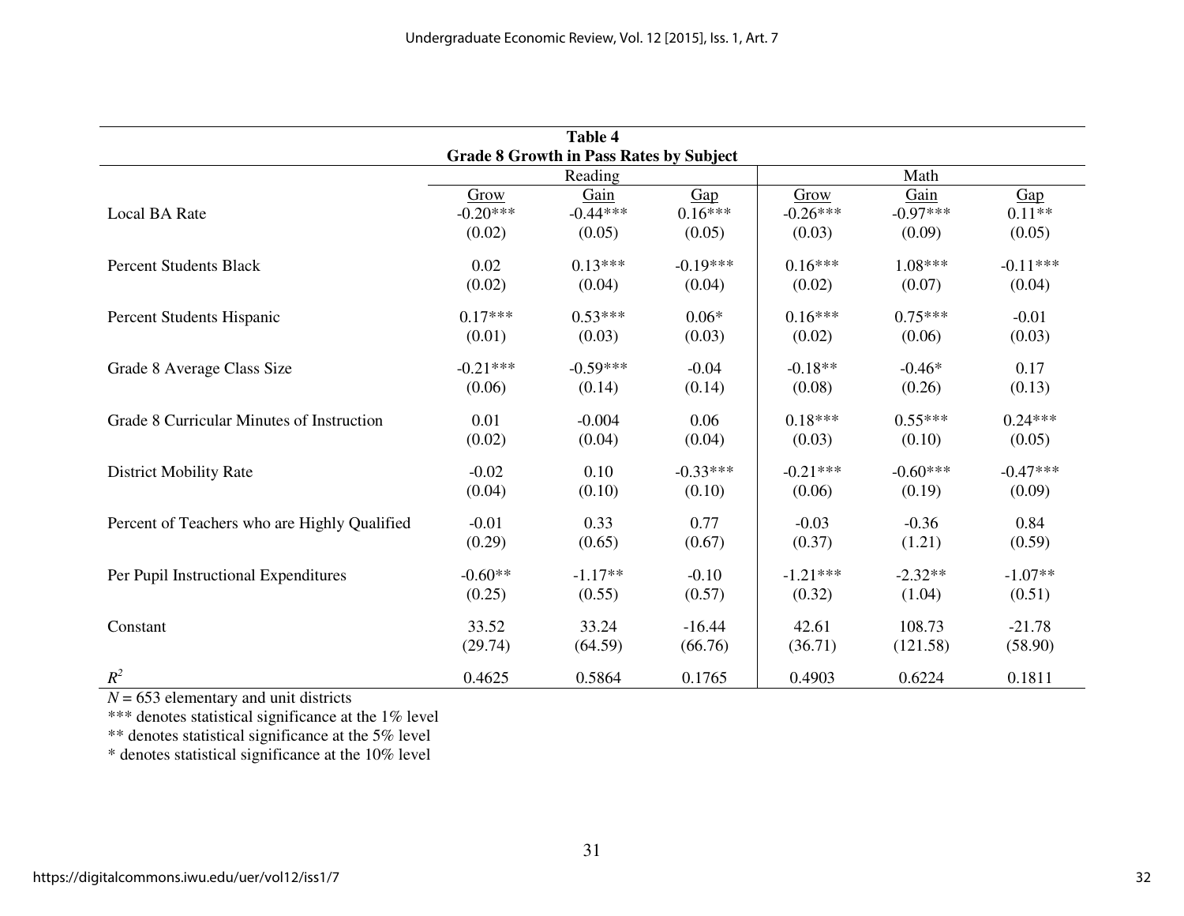**Table 4**
**Grade 8 Growth in Pass Rates by Subject**

| | Reading | | | Math | | |
|---|---|---|---|---|---|---|
| | Grow | Gain | Gap | Grow | Gain | Gap |
| Local BA Rate | -0.20*** | -0.44*** | 0.16*** | -0.26*** | -0.97*** | 0.11** |
| | (0.02) | (0.05) | (0.05) | (0.03) | (0.09) | (0.05) |
| Percent Students Black | 0.02 | 0.13*** | -0.19*** | 0.16*** | 1.08*** | -0.11*** |
| | (0.02) | (0.04) | (0.04) | (0.02) | (0.07) | (0.04) |
| Percent Students Hispanic | 0.17*** | 0.53*** | 0.06* | 0.16*** | 0.75*** | -0.01 |
| | (0.01) | (0.03) | (0.03) | (0.02) | (0.06) | (0.03) |
| Grade 8 Average Class Size | -0.21*** | -0.59*** | -0.04 | -0.18** | -0.46* | 0.17 |
| | (0.06) | (0.14) | (0.14) | (0.08) | (0.26) | (0.13) |
| Grade 8 Curricular Minutes of Instruction | 0.01 | -0.004 | 0.06 | 0.18*** | 0.55*** | 0.24*** |
| | (0.02) | (0.04) | (0.04) | (0.03) | (0.10) | (0.05) |
| District Mobility Rate | -0.02 | 0.10 | -0.33*** | -0.21*** | -0.60*** | -0.47*** |
| | (0.04) | (0.10) | (0.10) | (0.06) | (0.19) | (0.09) |
| Percent of Teachers who are Highly Qualified | -0.01 | 0.33 | 0.77 | -0.03 | -0.36 | 0.84 |
| | (0.29) | (0.65) | (0.67) | (0.37) | (1.21) | (0.59) |
| Per Pupil Instructional Expenditures | -0.60** | -1.17** | -0.10 | -1.21*** | -2.32** | -1.07** |
| | (0.25) | (0.55) | (0.57) | (0.32) | (1.04) | (0.51) |
| Constant | 33.52 | 33.24 | -16.44 | 42.61 | 108.73 | -21.78 |
| | (29.74) | (64.59) | (66.76) | (36.71) | (121.58) | (58.90) |
| $R^2$ | 0.4625 | 0.5864 | 0.1765 | 0.4903 | 0.6224 | 0.1811 |

$N = 653$ elementary and unit districts
*** denotes statistical significance at the 1% level
** denotes statistical significance at the 5% level
* denotes statistical significance at the 10% level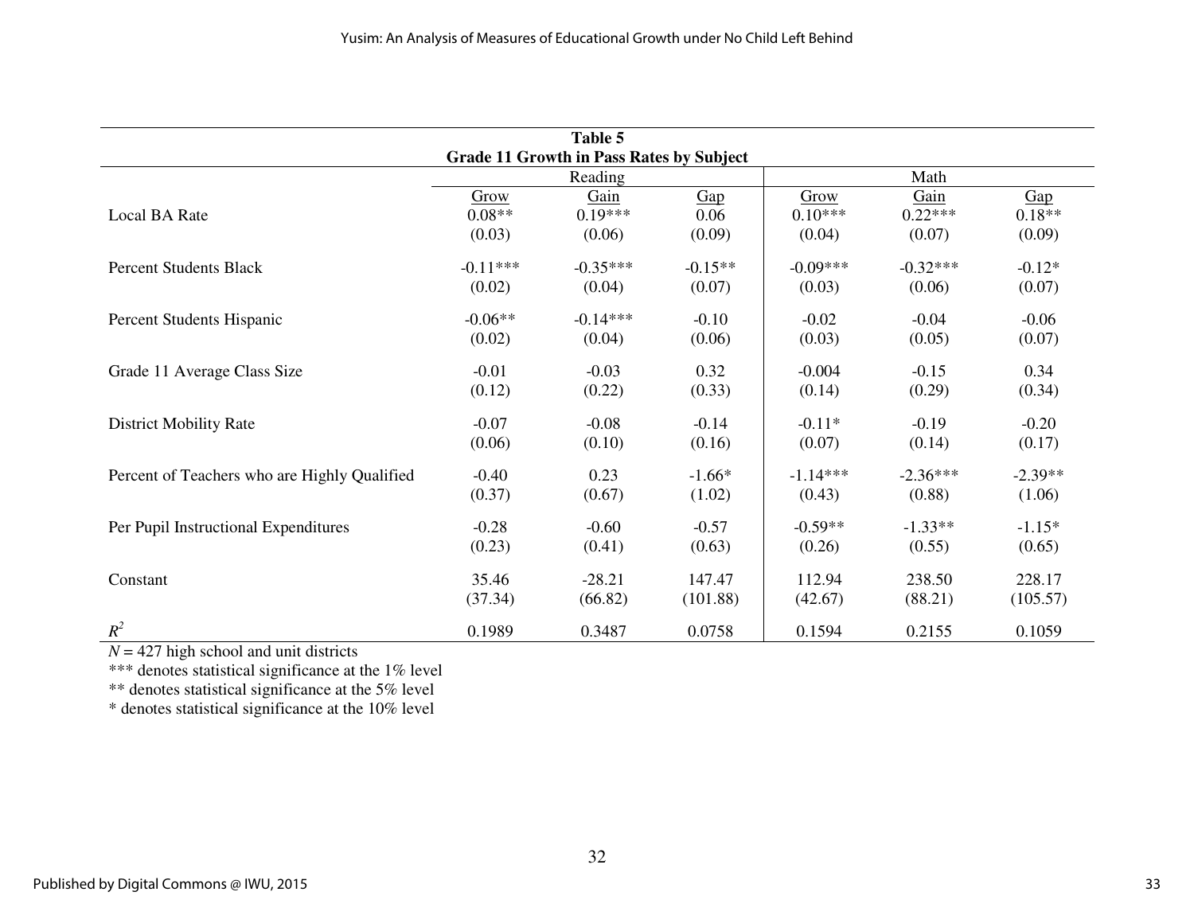**Table 5**
**Grade 11 Growth in Pass Rates by Subject**

| | Reading | | | Math | | |
|---|---|---|---|---|---|---|
| | Grow | Gain | Gap | Grow | Gain | Gap |
| Local BA Rate | 0.08** | 0.19*** | 0.06 | 0.10*** | 0.22*** | 0.18** |
| | (0.03) | (0.06) | (0.09) | (0.04) | (0.07) | (0.09) |
| Percent Students Black | -0.11*** | -0.35*** | -0.15** | -0.09*** | -0.32*** | -0.12* |
| | (0.02) | (0.04) | (0.07) | (0.03) | (0.06) | (0.07) |
| Percent Students Hispanic | -0.06** | -0.14*** | -0.10 | -0.02 | -0.04 | -0.06 |
| | (0.02) | (0.04) | (0.06) | (0.03) | (0.05) | (0.07) |
| Grade 11 Average Class Size | -0.01 | -0.03 | 0.32 | -0.004 | -0.15 | 0.34 |
| | (0.12) | (0.22) | (0.33) | (0.14) | (0.29) | (0.34) |
| District Mobility Rate | -0.07 | -0.08 | -0.14 | -0.11* | -0.19 | -0.20 |
| | (0.06) | (0.10) | (0.16) | (0.07) | (0.14) | (0.17) |
| Percent of Teachers who are Highly Qualified | -0.40 | 0.23 | -1.66* | -1.14*** | -2.36*** | -2.39** |
| | (0.37) | (0.67) | (1.02) | (0.43) | (0.88) | (1.06) |
| Per Pupil Instructional Expenditures | -0.28 | -0.60 | -0.57 | -0.59** | -1.33** | -1.15* |
| | (0.23) | (0.41) | (0.63) | (0.26) | (0.55) | (0.65) |
| Constant | 35.46 | -28.21 | 147.47 | 112.94 | 238.50 | 228.17 |
| | (37.34) | (66.82) | (101.88) | (42.67) | (88.21) | (105.57) |
| $R^2$ | 0.1989 | 0.3487 | 0.0758 | 0.1594 | 0.2155 | 0.1059 |

$N$ = 427 high school and unit districts
*** denotes statistical significance at the 1% level
** denotes statistical significance at the 5% level
* denotes statistical significance at the 10% level